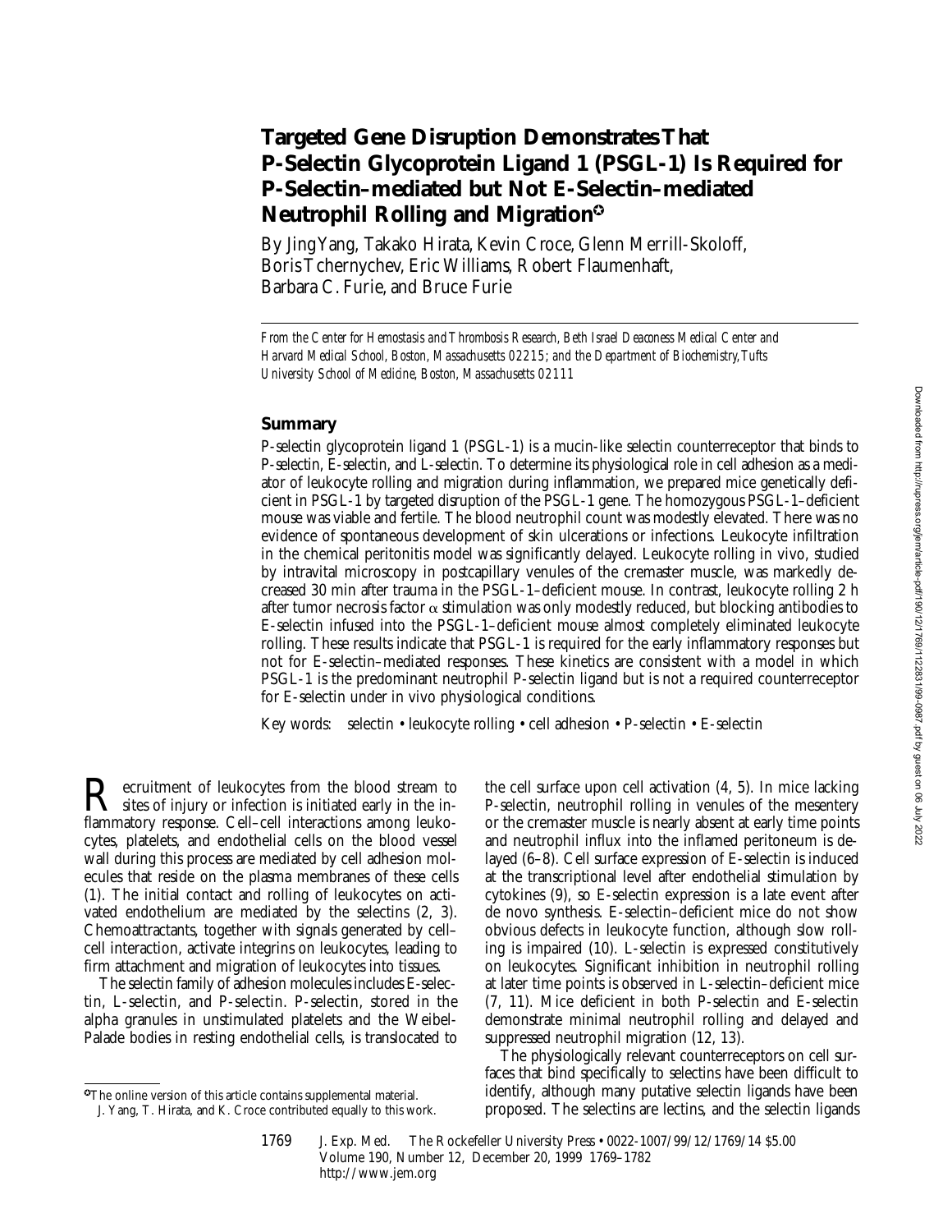# Targeted Gene Disruption Demonstrates That P-Selectin Glycoprotein Ligand 1 (PSGL-1) Is Required for P-Selectin–mediated but Not E-Selectin–mediated Neutrophil Rolling and Migration

By Jing Yang, Takako Hirata, Kevin Croce, Glenn Merrill-Skoloff, Boris Tchernychev, Eric Williams, Robert Flaumenhaft, Barbara C. Furie, and Bruce Furie

*From the Center for Hemostasis and Thrombosis Research, Beth Israel Deaconess Medical Center and Harvard Medical School, Boston, Massachusetts 02215; and the Department of Biochemistry, Tufts University School of Medicine, Boston, Massachusetts 02111*

## Summary

P-selectin glycoprotein ligand 1 (PSGL-1) is a mucin-like selectin counterreceptor that binds to P-selectin, E-selectin, and L-selectin. To determine its physiological role in cell adhesion as a mediator of leukocyte rolling and migration during inflammation, we prepared mice genetically deficient in PSGL-1 by targeted disruption of the PSGL-1 gene. The homozygous PSGL-1–deficient mouse was viable and fertile. The blood neutrophil count was modestly elevated. There was no evidence of spontaneous development of skin ulcerations or infections. Leukocyte infiltration in the chemical peritonitis model was significantly delayed. Leukocyte rolling in vivo, studied by intravital microscopy in postcapillary venules of the cremaster muscle, was markedly decreased 30 min after trauma in the PSGL-1–deficient mouse. In contrast, leukocyte rolling 2 h after tumor necrosis factor $\alpha$ stimulation was only modestly reduced, but blocking antibodies to E-selectin infused into the PSGL-1–deficient mouse almost completely eliminated leukocyte rolling. These results indicate that PSGL-1 is required for the early inflammatory responses but not for E-selectin–mediated responses. These kinetics are consistent with a model in which PSGL-1 is the predominant neutrophil P-selectin ligand but is not a required counterreceptor for E-selectin under in vivo physiological conditions.

Key words: selectin • leukocyte rolling • cell adhesion • P-selectin • E-selectin

Recruitment of leukocytes from the blood stream to sites of injury or infection is initiated early in the inflammatory response. Cell–cell interactions among leukocytes, platelets, and endothelial cells on the blood vessel wall during this process are mediated by cell adhesion molecules that reside on the plasma membranes of these cells (1). The initial contact and rolling of leukocytes on activated endothelium are mediated by the selectins (2, 3). Chemoattractants, together with signals generated by cell–cell interaction, activate integrins on leukocytes, leading to firm attachment and migration of leukocytes into tissues.

The selectin family of adhesion molecules includes E-selectin, L-selectin, and P-selectin. P-selectin, stored in the alpha granules in unstimulated platelets and the Weibel-Palade bodies in resting endothelial cells, is translocated to the cell surface upon cell activation (4, 5). In mice lacking P-selectin, neutrophil rolling in venules of the mesentery or the cremaster muscle is nearly absent at early time points and neutrophil influx into the inflamed peritoneum is delayed (6–8). Cell surface expression of E-selectin is induced at the transcriptional level after endothelial stimulation by cytokines (9), so E-selectin expression is a late event after de novo synthesis. E-selectin–deficient mice do not show obvious defects in leukocyte function, although slow rolling is impaired (10). L-selectin is expressed constitutively on leukocytes. Significant inhibition in neutrophil rolling at later time points is observed in L-selectin–deficient mice (7, 11). Mice deficient in both P-selectin and E-selectin demonstrate minimal neutrophil rolling and delayed and suppressed neutrophil migration (12, 13).

The physiologically relevant counterreceptors on cell surfaces that bind specifically to selectins have been difficult to identify, although many putative selectin ligands have been proposed. The selectins are lectins, and the selectin ligands

The online version of this article contains supplemental material.

J. Yang, T. Hirata, and K. Croce contributed equally to this work.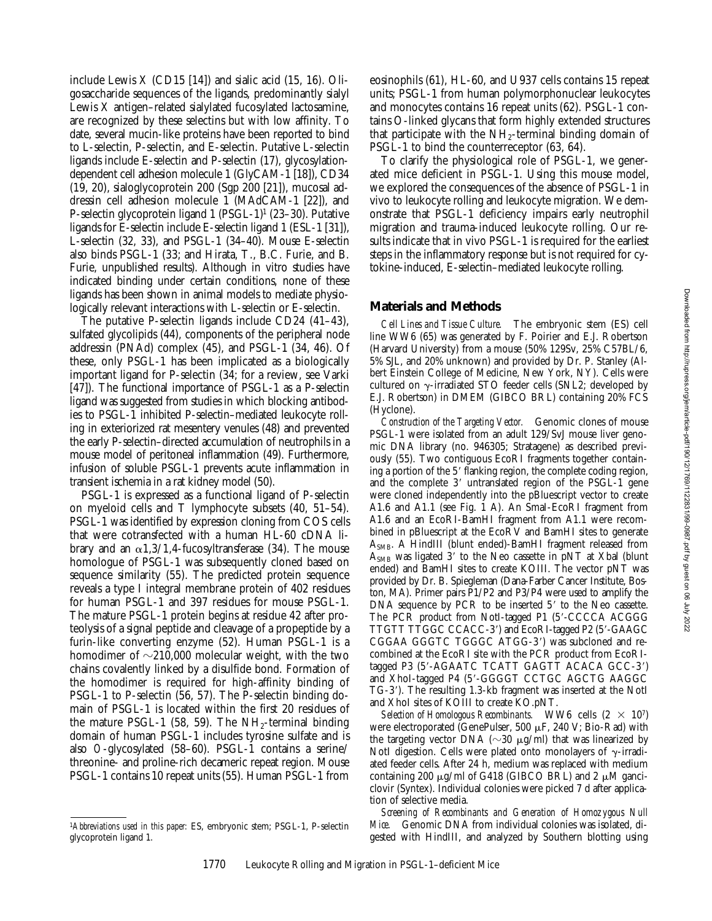include Lewis X (CD15 [14]) and sialic acid (15, 16). Oligosaccharide sequences of the ligands, predominantly sialyl Lewis X antigen–related sialylated fucosylated lactosamine, are recognized by these selectins but with low affinity. To date, several mucin-like proteins have been reported to bind to L-selectin, P-selectin, and E-selectin. Putative L-selectin ligands include E-selectin and P-selectin (17), glycosylation-dependent cell adhesion molecule 1 (GlyCAM-1 [18]), CD34 (19, 20), sialoglycoprotein 200 (Sgp 200 [21]), mucosal addressin cell adhesion molecule 1 (MAdCAM-1 [22]), and P-selectin glycoprotein ligand 1 (PSGL-1)[1] (23–30). Putative ligands for E-selectin include E-selectin ligand 1 (ESL-1 [31]), L-selectin (32, 33), and PSGL-1 (34–40). Mouse E-selectin also binds PSGL-1 (33; and Hirata, T., B.C. Furie, and B. Furie, unpublished results). Although in vitro studies have indicated binding under certain conditions, none of these ligands has been shown in animal models to mediate physiologically relevant interactions with L-selectin or E-selectin.

The putative P-selectin ligands include CD24 (41–43), sulfated glycolipids (44), components of the peripheral node addressin (PNAd) complex (45), and PSGL-1 (34, 46). Of these, only PSGL-1 has been implicated as a biologically important ligand for P-selectin (34; for a review, see Varki [47]). The functional importance of PSGL-1 as a P-selectin ligand was suggested from studies in which blocking antibodies to PSGL-1 inhibited P-selectin–mediated leukocyte rolling in exteriorized rat mesentery venules (48) and prevented the early P-selectin–directed accumulation of neutrophils in a mouse model of peritoneal inflammation (49). Furthermore, infusion of soluble PSGL-1 prevents acute inflammation in transient ischemia in a rat kidney model (50).

PSGL-1 is expressed as a functional ligand of P-selectin on myeloid cells and T lymphocyte subsets (40, 51–54). PSGL-1 was identified by expression cloning from COS cells that were cotransfected with a human HL-60 cDNA library and an $\alpha$1,3/1,4-fucosyltransferase (34). The mouse homologue of PSGL-1 was subsequently cloned based on sequence similarity (55). The predicted protein sequence reveals a type I integral membrane protein of 402 residues for human PSGL-1 and 397 residues for mouse PSGL-1. The mature PSGL-1 protein begins at residue 42 after proteolysis of a signal peptide and cleavage of a propeptide by a furin-like converting enzyme (52). Human PSGL-1 is a homodimer of ~210,000 molecular weight, with the two chains covalently linked by a disulfide bond. Formation of the homodimer is required for high-affinity binding of PSGL-1 to P-selectin (56, 57). The P-selectin binding domain of PSGL-1 is located within the first 20 residues of the mature PSGL-1 (58, 59). The $NH_2$-terminal binding domain of human PSGL-1 includes tyrosine sulfate and is also O-glycosylated (58–60). PSGL-1 contains a serine/threonine- and proline-rich decameric repeat region. Mouse PSGL-1 contains 10 repeat units (55). Human PSGL-1 from eosinophils (61), HL-60, and U937 cells contains 15 repeat units; PSGL-1 from human polymorphonuclear leukocytes and monocytes contains 16 repeat units (62). PSGL-1 contains O-linked glycans that form highly extended structures that participate with the $NH_2$-terminal binding domain of PSGL-1 to bind the counterreceptor (63, 64).

To clarify the physiological role of PSGL-1, we generated mice deficient in PSGL-1. Using this mouse model, we explored the consequences of the absence of PSGL-1 in vivo to leukocyte rolling and leukocyte migration. We demonstrate that PSGL-1 deficiency impairs early neutrophil migration and trauma-induced leukocyte rolling. Our results indicate that in vivo PSGL-1 is required for the earliest steps in the inflammatory response but is not required for cytokine-induced, E-selectin–mediated leukocyte rolling.

## Materials and Methods

*Cell Lines and Tissue Culture.* The embryonic stem (ES) cell line WW6 (65) was generated by F. Poirier and E.J. Robertson (Harvard University) from a mouse (50% 129Sv, 25% C57BL/6, 5% SJL, and 20% unknown) and provided by Dr. P. Stanley (Albert Einstein College of Medicine, New York, NY). Cells were cultured on $\gamma$-irradiated STO feeder cells (SNL2; developed by E.J. Robertson) in DMEM (GIBCO BRL) containing 20% FCS (Hyclone).

*Construction of the Targeting Vector.* Genomic clones of mouse PSGL-1 were isolated from an adult 129/SvJ mouse liver genomic DNA library (no. 946305; Stratagene) as described previously (55). Two contiguous EcoRI fragments together containing a portion of the 5′ flanking region, the complete coding region, and the complete 3′ untranslated region of the PSGL-1 gene were cloned independently into the pBluescript vector to create A1.6 and A1.1 (see Fig. 1 A). An SmaI-EcoRI fragment from A1.6 and an EcoRI-BamHI fragment from A1.1 were recombined in pBluescript at the EcoRV and BamHI sites to generate $A_{SMB}$. A HindIII (blunt ended)-BamHI fragment released from $A_{SMB}$ was ligated 3′ to the Neo cassette in pNT at XbaI (blunt ended) and BamHI sites to create KOIII. The vector pNT was provided by Dr. B. Spiegleman (Dana-Farber Cancer Institute, Boston, MA). Primer pairs P1/P2 and P3/P4 were used to amplify the DNA sequence by PCR to be inserted 5′ to the Neo cassette. The PCR product from NotI-tagged P1 (5′-CCCCA ACGGG TTGTT TTGGC CCACC-3′) and EcoRI-tagged P2 (5′-GAAGC CGGAA GGGTC TGGGC ATGG-3′) was subcloned and recombined at the EcoRI site with the PCR product from EcoRI-tagged P3 (5′-AGAATC TCATT GAGTT ACACA GCC-3′) and XhoI-tagged P4 (5′-GGGGT CCTGC AGCTG AAGGC TG-3′). The resulting 1.3-kb fragment was inserted at the NotI and XhoI sites of KOIII to create KO.pNT.

*Selection of Homologous Recombinants.* WW6 cells ($2 \times 10^7$) were electroporated (GenePulser, 500 $\mu$F, 240 V; Bio-Rad) with the targeting vector DNA (~30 $\mu$g/ml) that was linearized by NotI digestion. Cells were plated onto monolayers of $\gamma$-irradiated feeder cells. After 24 h, medium was replaced with medium containing 200 $\mu$g/ml of G418 (GIBCO BRL) and 2 $\mu$M ganciclovir (Syntex). Individual colonies were picked 7 d after application of selective media.

*Screening of Recombinants and Generation of Homozygous Null Mice.* Genomic DNA from individual colonies was isolated, digested with HindIII, and analyzed by Southern blotting using

[1]*Abbreviations used in this paper:* ES, embryonic stem; PSGL-1, P-selectin glycoprotein ligand 1.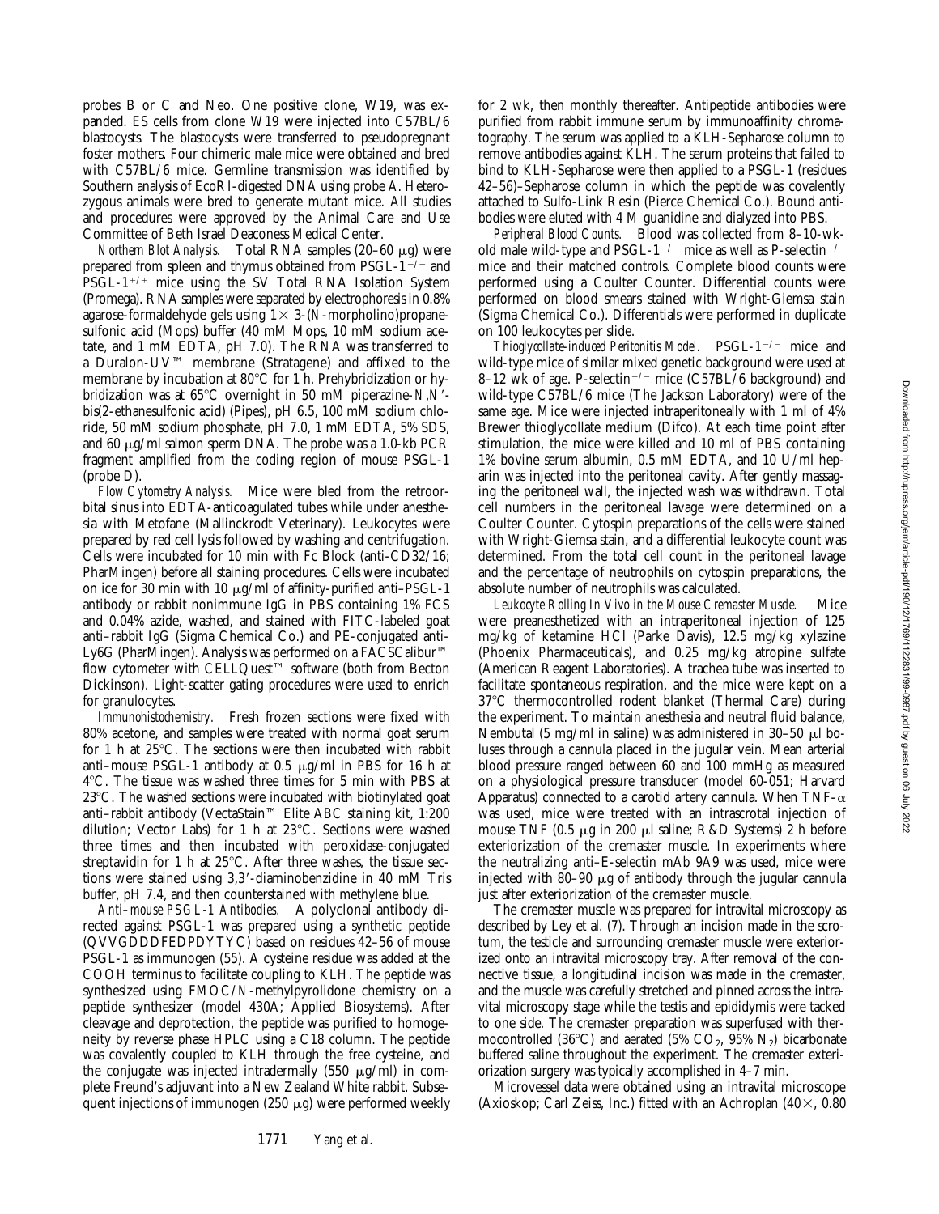probes B or C and Neo. One positive clone, W19, was expanded. ES cells from clone W19 were injected into C57BL/6 blastocysts. The blastocysts were transferred to pseudopregnant foster mothers. Four chimeric male mice were obtained and bred with C57BL/6 mice. Germline transmission was identified by Southern analysis of EcoRI-digested DNA using probe A. Heterozygous animals were bred to generate mutant mice. All studies and procedures were approved by the Animal Care and Use Committee of Beth Israel Deaconess Medical Center.

*Northern Blot Analysis.* Total RNA samples (20–60 μg) were prepared from spleen and thymus obtained from PSGL-$1^{-/-}$ and PSGL-$1^{+/+}$ mice using the SV Total RNA Isolation System (Promega). RNA samples were separated by electrophoresis in 0.8% agarose-formaldehyde gels using 1× 3-(*N*-morpholino)propanesulfonic acid (Mops) buffer (40 mM Mops, 10 mM sodium acetate, and 1 mM EDTA, pH 7.0). The RNA was transferred to a Duralon-UV™ membrane (Stratagene) and affixed to the membrane by incubation at 80°C for 1 h. Prehybridization or hybridization was at 65°C overnight in 50 mM piperazine-*N*,*N*′-bis(2-ethanesulfonic acid) (Pipes), pH 6.5, 100 mM sodium chloride, 50 mM sodium phosphate, pH 7.0, 1 mM EDTA, 5% SDS, and 60 μg/ml salmon sperm DNA. The probe was a 1.0-kb PCR fragment amplified from the coding region of mouse PSGL-1 (probe D).

*Flow Cytometry Analysis.* Mice were bled from the retroorbital sinus into EDTA-anticoagulated tubes while under anesthesia with Metofane (Mallinckrodt Veterinary). Leukocytes were prepared by red cell lysis followed by washing and centrifugation. Cells were incubated for 10 min with Fc Block (anti-CD32/16; PharMingen) before all staining procedures. Cells were incubated on ice for 30 min with 10 μg/ml of affinity-purified anti–PSGL-1 antibody or rabbit nonimmune IgG in PBS containing 1% FCS and 0.04% azide, washed, and stained with FITC-labeled goat anti–rabbit IgG (Sigma Chemical Co.) and PE-conjugated anti-Ly6G (PharMingen). Analysis was performed on a FACSCalibur™ flow cytometer with CELLQuest™ software (both from Becton Dickinson). Light-scatter gating procedures were used to enrich for granulocytes.

*Immunohistochemistry.* Fresh frozen sections were fixed with 80% acetone, and samples were treated with normal goat serum for 1 h at 25°C. The sections were then incubated with rabbit anti–mouse PSGL-1 antibody at 0.5 μg/ml in PBS for 16 h at 4°C. The tissue was washed three times for 5 min with PBS at 23°C. The washed sections were incubated with biotinylated goat anti–rabbit antibody (VectaStain™ Elite ABC staining kit, 1:200 dilution; Vector Labs) for 1 h at 23°C. Sections were washed three times and then incubated with peroxidase-conjugated streptavidin for 1 h at 25°C. After three washes, the tissue sections were stained using 3,3′-diaminobenzidine in 40 mM Tris buffer, pH 7.4, and then counterstained with methylene blue.

*Anti–mouse PSGL-1 Antibodies.* A polyclonal antibody directed against PSGL-1 was prepared using a synthetic peptide (QVVGDDDFEDPDYTYC) based on residues 42–56 of mouse PSGL-1 as immunogen (55). A cysteine residue was added at the COOH terminus to facilitate coupling to KLH. The peptide was synthesized using FMOC/*N*-methylpyrolidone chemistry on a peptide synthesizer (model 430A; Applied Biosystems). After cleavage and deprotection, the peptide was purified to homogeneity by reverse phase HPLC using a C18 column. The peptide was covalently coupled to KLH through the free cysteine, and the conjugate was injected intradermally (550 μg/ml) in complete Freund's adjuvant into a New Zealand White rabbit. Subsequent injections of immunogen (250 μg) were performed weekly for 2 wk, then monthly thereafter. Antipeptide antibodies were purified from rabbit immune serum by immunoaffinity chromatography. The serum was applied to a KLH-Sepharose column to remove antibodies against KLH. The serum proteins that failed to bind to KLH-Sepharose were then applied to a PSGL-1 (residues 42–56)–Sepharose column in which the peptide was covalently attached to Sulfo-Link Resin (Pierce Chemical Co.). Bound antibodies were eluted with 4 M guanidine and dialyzed into PBS.

*Peripheral Blood Counts.* Blood was collected from 8–10-wk-old male wild-type and PSGL-$1^{-/-}$ mice as well as P-selectin$^{-/-}$ mice and their matched controls. Complete blood counts were performed using a Coulter Counter. Differential counts were performed on blood smears stained with Wright-Giemsa stain (Sigma Chemical Co.). Differentials were performed in duplicate on 100 leukocytes per slide.

*Thioglycollate-induced Peritonitis Model.* PSGL-$1^{-/-}$ mice and wild-type mice of similar mixed genetic background were used at 8–12 wk of age. P-selectin$^{-/-}$ mice (C57BL/6 background) and wild-type C57BL/6 mice (The Jackson Laboratory) were of the same age. Mice were injected intraperitoneally with 1 ml of 4% Brewer thioglycollate medium (Difco). At each time point after stimulation, the mice were killed and 10 ml of PBS containing 1% bovine serum albumin, 0.5 mM EDTA, and 10 U/ml heparin was injected into the peritoneal cavity. After gently massaging the peritoneal wall, the injected wash was withdrawn. Total cell numbers in the peritoneal lavage were determined on a Coulter Counter. Cytospin preparations of the cells were stained with Wright-Giemsa stain, and a differential leukocyte count was determined. From the total cell count in the peritoneal lavage and the percentage of neutrophils on cytospin preparations, the absolute number of neutrophils was calculated.

*Leukocyte Rolling In Vivo in the Mouse Cremaster Muscle.* Mice were preanesthetized with an intraperitoneal injection of 125 mg/kg of ketamine HCl (Parke Davis), 12.5 mg/kg xylazine (Phoenix Pharmaceuticals), and 0.25 mg/kg atropine sulfate (American Reagent Laboratories). A trachea tube was inserted to facilitate spontaneous respiration, and the mice were kept on a 37°C thermocontrolled rodent blanket (Thermal Care) during the experiment. To maintain anesthesia and neutral fluid balance, Nembutal (5 mg/ml in saline) was administered in 30–50 μl boluses through a cannula placed in the jugular vein. Mean arterial blood pressure ranged between 60 and 100 mmHg as measured on a physiological pressure transducer (model 60-051; Harvard Apparatus) connected to a carotid artery cannula. When TNF-α was used, mice were treated with an intrascrotal injection of mouse TNF (0.5 μg in 200 μl saline; R&D Systems) 2 h before exteriorization of the cremaster muscle. In experiments where the neutralizing anti–E-selectin mAb 9A9 was used, mice were injected with 80–90 μg of antibody through the jugular cannula just after exteriorization of the cremaster muscle.

The cremaster muscle was prepared for intravital microscopy as described by Ley et al. (7). Through an incision made in the scrotum, the testicle and surrounding cremaster muscle were exteriorized onto an intravital microscopy tray. After removal of the connective tissue, a longitudinal incision was made in the cremaster, and the muscle was carefully stretched and pinned across the intravital microscopy stage while the testis and epididymis were tacked to one side. The cremaster preparation was superfused with thermocontrolled (36°C) and aerated (5% $CO_2$, 95% $N_2$) bicarbonate buffered saline throughout the experiment. The cremaster exteriorization surgery was typically accomplished in 4–7 min.

Microvessel data were obtained using an intravital microscope (Axioskop; Carl Zeiss, Inc.) fitted with an Achroplan (40×, 0.80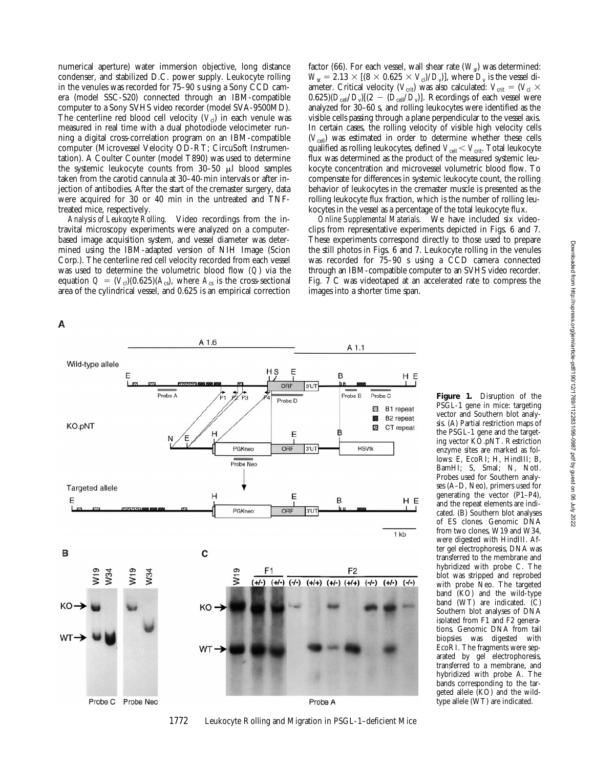numerical aperture) water immersion objective, long distance condenser, and stabilized D.C. power supply. Leukocyte rolling in the venules was recorded for 75–90 s using a Sony CCD camera (model SSC-S20) connected through an IBM-compatible computer to a Sony SVHS video recorder (model SVA-9500MD). The centerline red blood cell velocity ($V_{cl}$) in each venule was measured in real time with a dual photodiode velocimeter running a digital cross-correlation program on an IBM-compatible computer (Microvessel Velocity OD-RT; CircuSoft Instrumentation). A Coulter Counter (model T890) was used to determine the systemic leukocyte counts from 30–50 μl blood samples taken from the carotid cannula at 30–40-min intervals or after injection of antibodies. After the start of the cremaster surgery, data were acquired for 30 or 40 min in the untreated and TNF-treated mice, respectively.

*Analysis of Leukocyte Rolling.* Video recordings from the intravital microscopy experiments were analyzed on a computer-based image acquisition system, and vessel diameter was determined using the IBM-adapted version of NIH Image (Scion Corp.). The centerline red cell velocity recorded from each vessel was used to determine the volumetric blood flow ($Q$) via the equation $Q = (V_{cl})(0.625)(A_{cs})$, where $A_{cs}$ is the cross-sectional area of the cylindrical vessel, and 0.625 is an empirical correction factor (66). For each vessel, wall shear rate ($W_{sr}$) was determined: $W_{sr} = 2.13 \times [(8 \times 0.625 \times V_{cl})/D_v)]$, where $D_v$ is the vessel diameter. Critical velocity ($V_{crit}$) was also calculated: $V_{crit} = (V_{cl} \times 0.625)(D_{cell}/D_v)[(2 - (D_{cell}/D_v)]$. Recordings of each vessel were analyzed for 30–60 s, and rolling leukocytes were identified as the visible cells passing through a plane perpendicular to the vessel axis. In certain cases, the rolling velocity of visible high velocity cells ($V_{cell}$) was estimated in order to determine whether these cells qualified as rolling leukocytes, defined $V_{cell} < V_{crit}$. Total leukocyte flux was determined as the product of the measured systemic leukocyte concentration and microvessel volumetric blood flow. To compensate for differences in systemic leukocyte count, the rolling behavior of leukocytes in the cremaster muscle is presented as the rolling leukocyte flux fraction, which is the number of rolling leukocytes in the vessel as a percentage of the total leukocyte flux.

*Online Supplemental Materials.* We have included six videoclips from representative experiments depicted in Figs. 6 and 7. These experiments correspond directly to those used to prepare the still photos in Figs. 6 and 7. Leukocyte rolling in the venules was recorded for 75–90 s using a CCD camera connected through an IBM-compatible computer to an SVHS video recorder. Fig. 7 C was videotaped at an accelerated rate to compress the images into a shorter time span.

**Figure 1.** Disruption of the PSGL-1 gene in mice: targeting vector and Southern blot analysis. (A) Partial restriction maps of the PSGL-1 gene and the targeting vector KO.pNT. Restriction enzyme sites are marked as follows: E, EcoRI; H, HindIII; B, BamHI; S, SmaI; N, NotI. Probes used for Southern analyses (A–D, Neo), primers used for generating the vector (P1–P4), and the repeat elements are indicated. (B) Southern blot analyses of ES clones. Genomic DNA from two clones, W19 and W34, were digested with HindIII. After gel electrophoresis, DNA was transferred to the membrane and hybridized with probe C. The blot was stripped and reprobed with probe Neo. The targeted band (KO) and the wild-type band (WT) are indicated. (C) Southern blot analyses of DNA isolated from F1 and F2 generations. Genomic DNA from tail biopsies was digested with EcoRI. The fragments were separated by gel electrophoresis, transferred to a membrane, and hybridized with probe A. The bands corresponding to the targeted allele (KO) and the wild-type allele (WT) are indicated.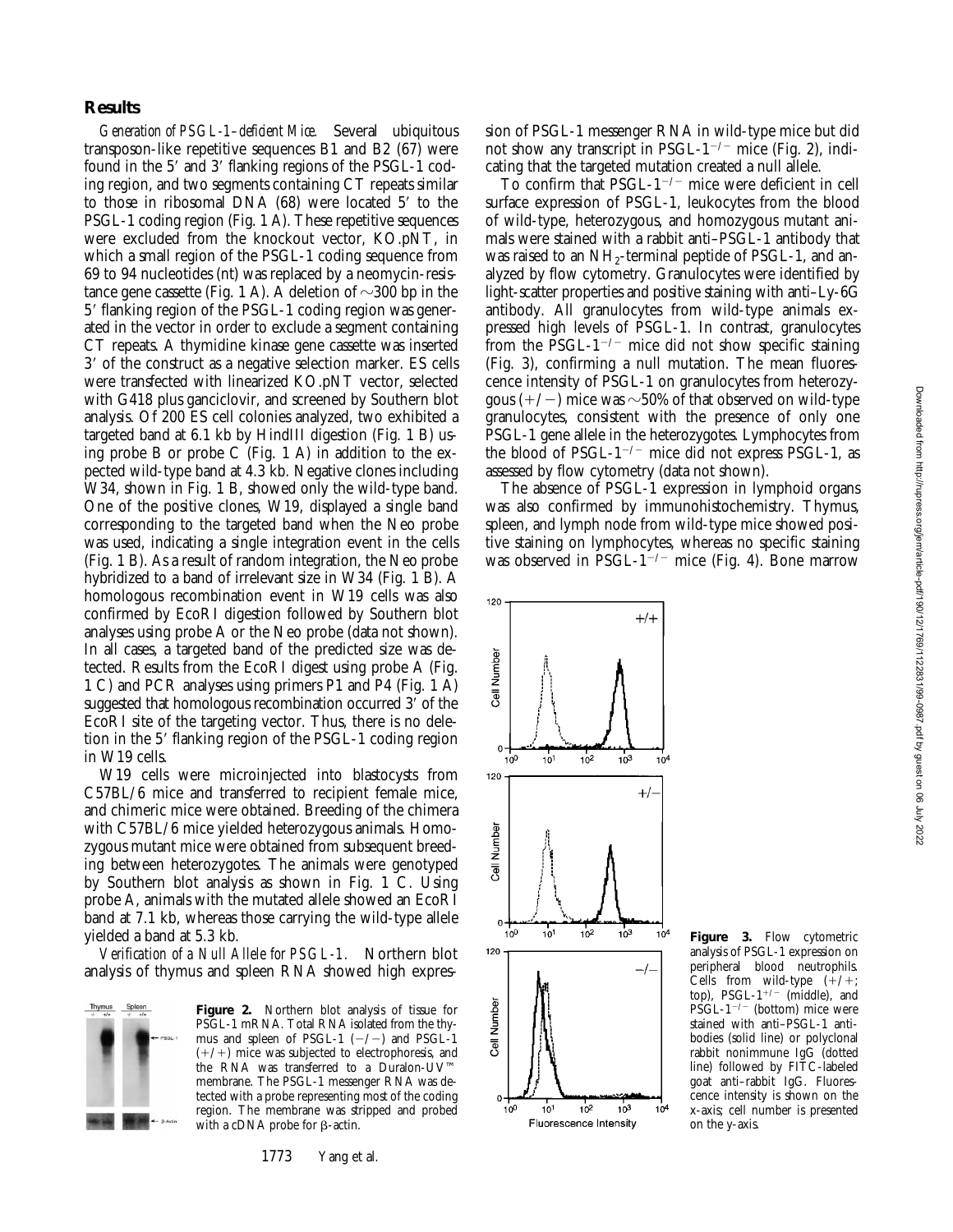## Results

*Generation of PSGL-1–deficient Mice.* Several ubiquitous transposon-like repetitive sequences B1 and B2 (67) were found in the 5′ and 3′ flanking regions of the PSGL-1 coding region, and two segments containing CT repeats similar to those in ribosomal DNA (68) were located 5′ to the PSGL-1 coding region (Fig. 1 A). These repetitive sequences were excluded from the knockout vector, KO.pNT, in which a small region of the PSGL-1 coding sequence from 69 to 94 nucleotides (nt) was replaced by a neomycin-resistance gene cassette (Fig. 1 A). A deletion of ~300 bp in the 5′ flanking region of the PSGL-1 coding region was generated in the vector in order to exclude a segment containing CT repeats. A thymidine kinase gene cassette was inserted 3′ of the construct as a negative selection marker. ES cells were transfected with linearized KO.pNT vector, selected with G418 plus ganciclovir, and screened by Southern blot analysis. Of 200 ES cell colonies analyzed, two exhibited a targeted band at 6.1 kb by HindIII digestion (Fig. 1 B) using probe B or probe C (Fig. 1 A) in addition to the expected wild-type band at 4.3 kb. Negative clones including W34, shown in Fig. 1 B, showed only the wild-type band. One of the positive clones, W19, displayed a single band corresponding to the targeted band when the Neo probe was used, indicating a single integration event in the cells (Fig. 1 B). As a result of random integration, the Neo probe hybridized to a band of irrelevant size in W34 (Fig. 1 B). A homologous recombination event in W19 cells was also confirmed by EcoRI digestion followed by Southern blot analyses using probe A or the Neo probe (data not shown). In all cases, a targeted band of the predicted size was detected. Results from the EcoRI digest using probe A (Fig. 1 C) and PCR analyses using primers P1 and P4 (Fig. 1 A) suggested that homologous recombination occurred 3′ of the EcoRI site of the targeting vector. Thus, there is no deletion in the 5′ flanking region of the PSGL-1 coding region in W19 cells.

W19 cells were microinjected into blastocysts from C57BL/6 mice and transferred to recipient female mice, and chimeric mice were obtained. Breeding of the chimera with C57BL/6 mice yielded heterozygous animals. Homozygous mutant mice were obtained from subsequent breeding between heterozygotes. The animals were genotyped by Southern blot analysis as shown in Fig. 1 C. Using probe A, animals with the mutated allele showed an EcoRI band at 7.1 kb, whereas those carrying the wild-type allele yielded a band at 5.3 kb.

*Verification of a Null Allele for PSGL-1.* Northern blot analysis of thymus and spleen RNA showed high expression of PSGL-1 messenger RNA in wild-type mice but did not show any transcript in PSGL-1$^{-/-}$ mice (Fig. 2), indicating that the targeted mutation created a null allele.

To confirm that PSGL-1$^{-/-}$ mice were deficient in cell surface expression of PSGL-1, leukocytes from the blood of wild-type, heterozygous, and homozygous mutant animals were stained with a rabbit anti–PSGL-1 antibody that was raised to an $NH_2$-terminal peptide of PSGL-1, and analyzed by flow cytometry. Granulocytes were identified by light-scatter properties and positive staining with anti–Ly-6G antibody. All granulocytes from wild-type animals expressed high levels of PSGL-1. In contrast, granulocytes from the PSGL-1$^{-/-}$ mice did not show specific staining (Fig. 3), confirming a null mutation. The mean fluorescence intensity of PSGL-1 on granulocytes from heterozygous (+/−) mice was ~50% of that observed on wild-type granulocytes, consistent with the presence of only one PSGL-1 gene allele in the heterozygotes. Lymphocytes from the blood of PSGL-1$^{-/-}$ mice did not express PSGL-1, as assessed by flow cytometry (data not shown).

The absence of PSGL-1 expression in lymphoid organs was also confirmed by immunohistochemistry. Thymus, spleen, and lymph node from wild-type mice showed positive staining on lymphocytes, whereas no specific staining was observed in PSGL-1$^{-/-}$ mice (Fig. 4). Bone marrow

**Figure 2.** Northern blot analysis of tissue for PSGL-1 mRNA. Total RNA isolated from the thymus and spleen of PSGL-1 (−/−) and PSGL-1 (+/+) mice was subjected to electrophoresis, and the RNA was transferred to a Duralon-UV™ membrane. The PSGL-1 messenger RNA was detected with a probe representing most of the coding region. The membrane was stripped and probed with a cDNA probe for β-actin.

**Figure 3.** Flow cytometric analysis of PSGL-1 expression on peripheral blood neutrophils. Cells from wild-type (+/+; top), PSGL-1$^{+/-}$ (middle), and PSGL-1$^{-/-}$ (bottom) mice were stained with anti–PSGL-1 antibodies (solid line) or polyclonal rabbit nonimmune IgG (dotted line) followed by FITC-labeled goat anti–rabbit IgG. Fluorescence intensity is shown on the x-axis; cell number is presented on the y-axis.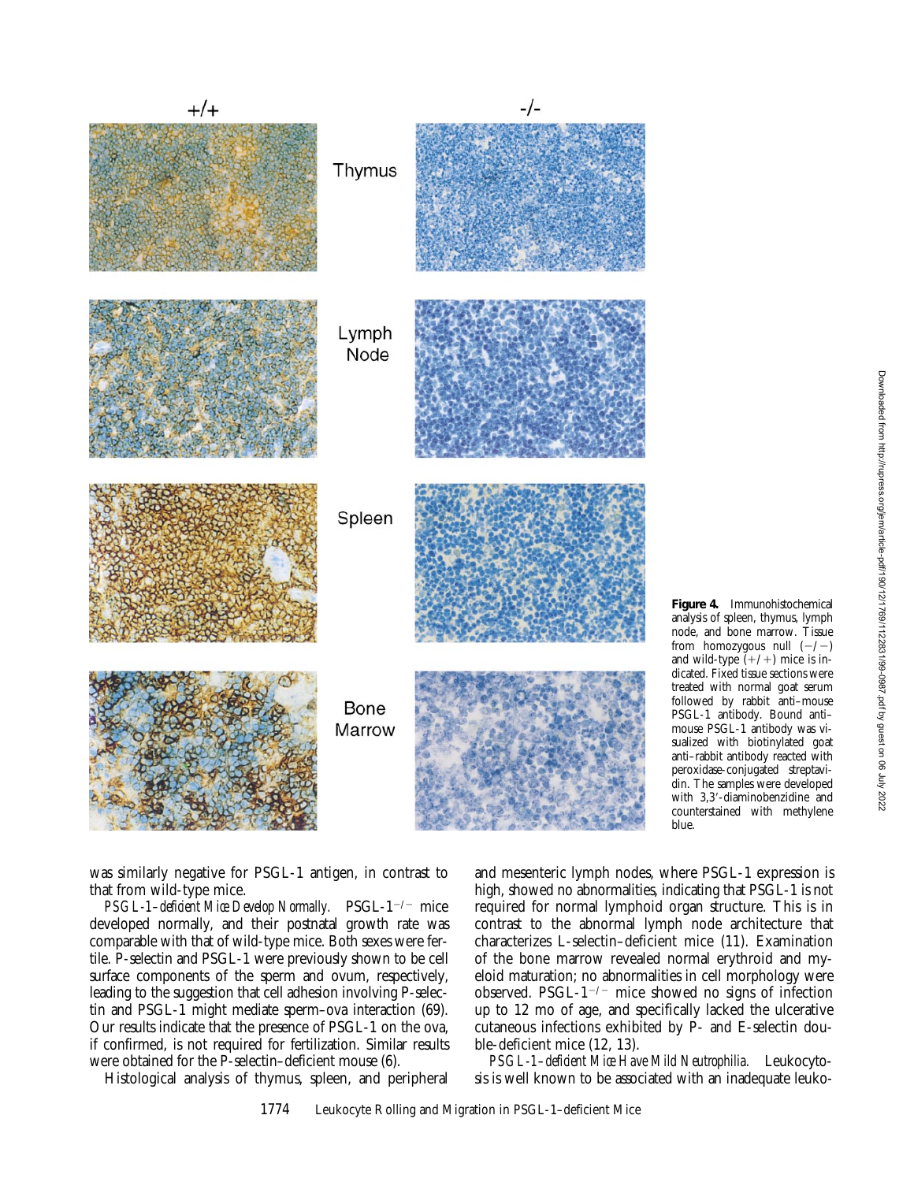**Figure 4.** Immunohistochemical analysis of spleen, thymus, lymph node, and bone marrow. Tissue from homozygous null (−/−) and wild-type (+/+) mice is indicated. Fixed tissue sections were treated with normal goat serum followed by rabbit anti–mouse PSGL-1 antibody. Bound anti–mouse PSGL-1 antibody was visualized with biotinylated goat anti–rabbit antibody reacted with peroxidase-conjugated streptavidin. The samples were developed with 3,3′-diaminobenzidine and counterstained with methylene blue.

was similarly negative for PSGL-1 antigen, in contrast to that from wild-type mice.

*PSGL-1–deficient Mice Develop Normally.* PSGL-$1^{-/-}$ mice developed normally, and their postnatal growth rate was comparable with that of wild-type mice. Both sexes were fertile. P-selectin and PSGL-1 were previously shown to be cell surface components of the sperm and ovum, respectively, leading to the suggestion that cell adhesion involving P-selectin and PSGL-1 might mediate sperm–ova interaction (69). Our results indicate that the presence of PSGL-1 on the ova, if confirmed, is not required for fertilization. Similar results were obtained for the P-selectin–deficient mouse (6).

Histological analysis of thymus, spleen, and peripheral and mesenteric lymph nodes, where PSGL-1 expression is high, showed no abnormalities, indicating that PSGL-1 is not required for normal lymphoid organ structure. This is in contrast to the abnormal lymph node architecture that characterizes L-selectin–deficient mice (11). Examination of the bone marrow revealed normal erythroid and myeloid maturation; no abnormalities in cell morphology were observed. PSGL-$1^{-/-}$ mice showed no signs of infection up to 12 mo of age, and specifically lacked the ulcerative cutaneous infections exhibited by P- and E-selectin double-deficient mice (12, 13).

*PSGL-1–deficient Mice Have Mild Neutrophilia.* Leukocytosis is well known to be associated with an inadequate leuko-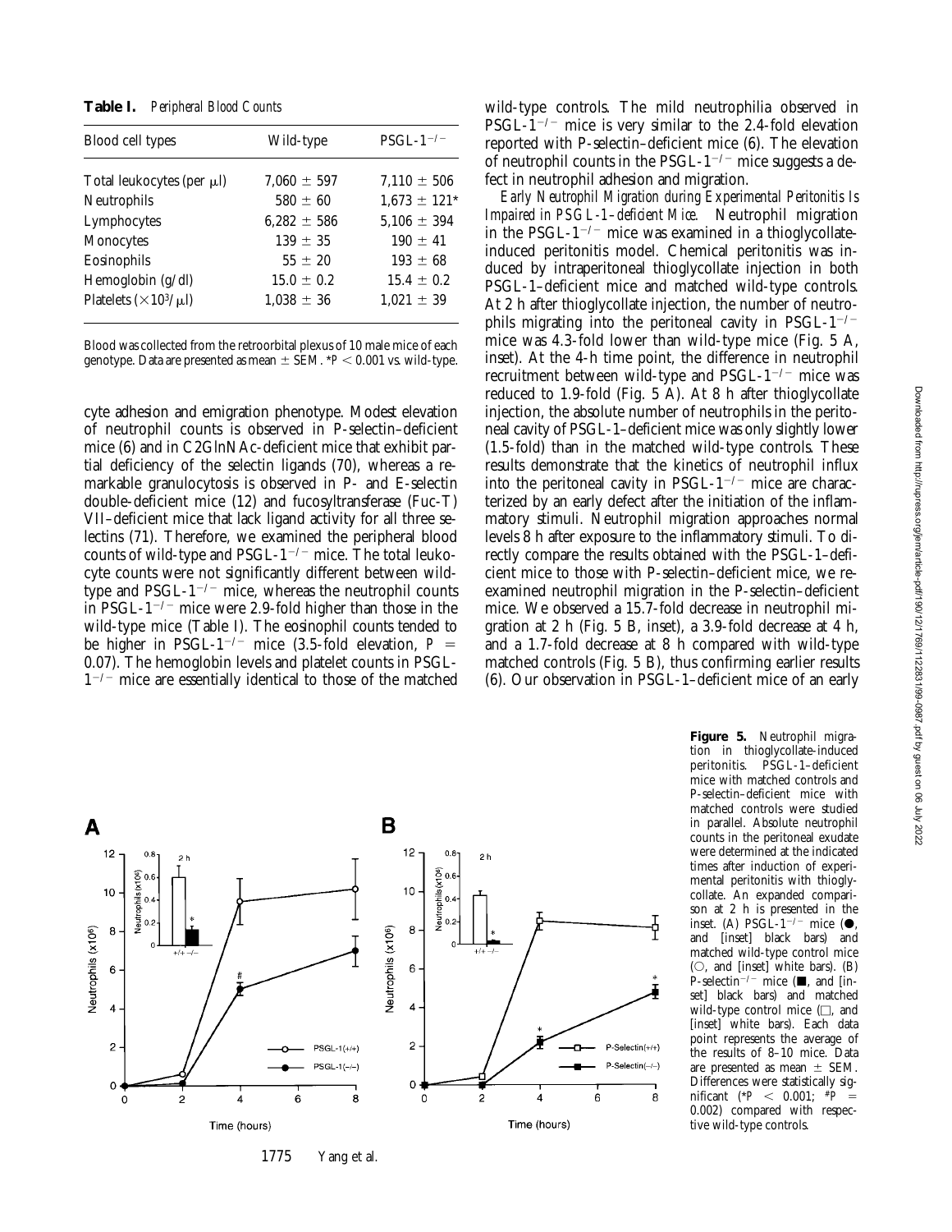**Table I.** *Peripheral Blood Counts*

| Blood cell types | Wild-type | PSGL-$1^{-/-}$ |
|---|---|---|
| Total leukocytes (per μl) | 7,060 ± 597 | 7,110 ± 506 |
| Neutrophils | 580 ± 60 | 1,673 ± 121* |
| Lymphocytes | 6,282 ± 586 | 5,106 ± 394 |
| Monocytes | 139 ± 35 | 190 ± 41 |
| Eosinophils | 55 ± 20 | 193 ± 68 |
| Hemoglobin (g/dl) | 15.0 ± 0.2 | 15.4 ± 0.2 |
| Platelets ($\times 10^3/\mu l$) | 1,038 ± 36 | 1,021 ± 39 |

Blood was collected from the retroorbital plexus of 10 male mice of each genotype. Data are presented as mean ± SEM. *$P < 0.001$ vs. wild-type.

cyte adhesion and emigration phenotype. Modest elevation of neutrophil counts is observed in P-selectin–deficient mice (6) and in C2GlnNAc-deficient mice that exhibit partial deficiency of the selectin ligands (70), whereas a remarkable granulocytosis is observed in P- and E-selectin double-deficient mice (12) and fucosyltransferase (Fuc-T) VII–deficient mice that lack ligand activity for all three selectins (71). Therefore, we examined the peripheral blood counts of wild-type and PSGL-$1^{-/-}$ mice. The total leukocyte counts were not significantly different between wild-type and PSGL-$1^{-/-}$ mice, whereas the neutrophil counts in PSGL-$1^{-/-}$ mice were 2.9-fold higher than those in the wild-type mice (Table I). The eosinophil counts tended to be higher in PSGL-$1^{-/-}$ mice (3.5-fold elevation, $P = 0.07$). The hemoglobin levels and platelet counts in PSGL-$1^{-/-}$ mice are essentially identical to those of the matched wild-type controls. The mild neutrophilia observed in PSGL-$1^{-/-}$ mice is very similar to the 2.4-fold elevation reported with P-selectin–deficient mice (6). The elevation of neutrophil counts in the PSGL-$1^{-/-}$ mice suggests a defect in neutrophil adhesion and migration.

*Early Neutrophil Migration during Experimental Peritonitis Is Impaired in PSGL-1–deficient Mice.* Neutrophil migration in the PSGL-$1^{-/-}$ mice was examined in a thioglycollate-induced peritonitis model. Chemical peritonitis was induced by intraperitoneal thioglycollate injection in both PSGL-1–deficient mice and matched wild-type controls. At 2 h after thioglycollate injection, the number of neutrophils migrating into the peritoneal cavity in PSGL-$1^{-/-}$ mice was 4.3-fold lower than wild-type mice (Fig. 5 A, inset). At the 4-h time point, the difference in neutrophil recruitment between wild-type and PSGL-$1^{-/-}$ mice was reduced to 1.9-fold (Fig. 5 A). At 8 h after thioglycollate injection, the absolute number of neutrophils in the peritoneal cavity of PSGL-1–deficient mice was only slightly lower (1.5-fold) than in the matched wild-type controls. These results demonstrate that the kinetics of neutrophil influx into the peritoneal cavity in PSGL-$1^{-/-}$ mice are characterized by an early defect after the initiation of the inflammatory stimuli. Neutrophil migration approaches normal levels 8 h after exposure to the inflammatory stimuli. To directly compare the results obtained with the PSGL-1–deficient mice to those with P-selectin–deficient mice, we reexamined neutrophil migration in the P-selectin–deficient mice. We observed a 15.7-fold decrease in neutrophil migration at 2 h (Fig. 5 B, inset), a 3.9-fold decrease at 4 h, and a 1.7-fold decrease at 8 h compared with wild-type matched controls (Fig. 5 B), thus confirming earlier results (6). Our observation in PSGL-1–deficient mice of an early

**Figure 5.** Neutrophil migration in thioglycollate-induced peritonitis. PSGL-1–deficient mice with matched controls and P-selectin–deficient mice with matched controls were studied in parallel. Absolute neutrophil counts in the peritoneal exudate were determined at the indicated times after induction of experimental peritonitis with thioglycollate. An expanded comparison at 2 h is presented in the inset. (A) PSGL-$1^{-/-}$ mice (●, and [inset] black bars) and matched wild-type control mice (○, and [inset] white bars). (B) P-selectin$^{-/-}$ mice (■, and [inset] black bars) and matched wild-type control mice (□, and [inset] white bars). Each data point represents the average of the results of 8–10 mice. Data are presented as mean ± SEM. Differences were statistically significant (*$P < 0.001$; #$P = 0.002$) compared with respective wild-type controls.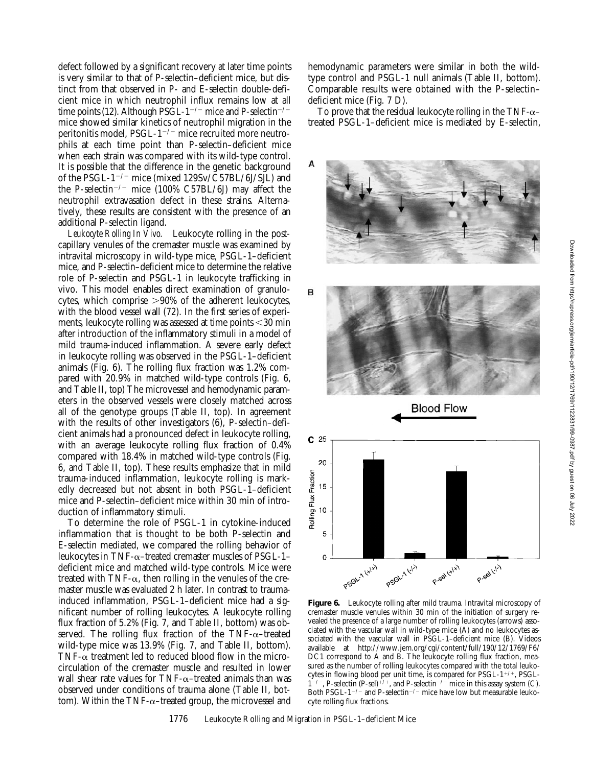defect followed by a significant recovery at later time points is very similar to that of P-selectin–deficient mice, but distinct from that observed in P- and E-selectin double-deficient mice in which neutrophil influx remains low at all time points (12). Although PSGL-$1^{-/-}$ mice and P-selectin$^{-/-}$ mice showed similar kinetics of neutrophil migration in the peritonitis model, PSGL-$1^{-/-}$ mice recruited more neutrophils at each time point than P-selectin–deficient mice when each strain was compared with its wild-type control. It is possible that the difference in the genetic background of the PSGL-$1^{-/-}$ mice (mixed 129Sv/C57BL/6J/SJL) and the P-selectin$^{-/-}$ mice (100% C57BL/6J) may affect the neutrophil extravasation defect in these strains. Alternatively, these results are consistent with the presence of an additional P-selectin ligand.

*Leukocyte Rolling In Vivo.* Leukocyte rolling in the postcapillary venules of the cremaster muscle was examined by intravital microscopy in wild-type mice, PSGL-1–deficient mice, and P-selectin–deficient mice to determine the relative role of P-selectin and PSGL-1 in leukocyte trafficking in vivo. This model enables direct examination of granulocytes, which comprise >90% of the adherent leukocytes, with the blood vessel wall (72). In the first series of experiments, leukocyte rolling was assessed at time points <30 min after introduction of the inflammatory stimuli in a model of mild trauma-induced inflammation. A severe early defect in leukocyte rolling was observed in the PSGL-1–deficient animals (Fig. 6). The rolling flux fraction was 1.2% compared with 20.9% in matched wild-type controls (Fig. 6, and Table II, top) The microvessel and hemodynamic parameters in the observed vessels were closely matched across all of the genotype groups (Table II, top). In agreement with the results of other investigators (6), P-selectin–deficient animals had a pronounced defect in leukocyte rolling, with an average leukocyte rolling flux fraction of 0.4% compared with 18.4% in matched wild-type controls (Fig. 6, and Table II, top). These results emphasize that in mild trauma-induced inflammation, leukocyte rolling is markedly decreased but not absent in both PSGL-1–deficient mice and P-selectin–deficient mice within 30 min of introduction of inflammatory stimuli.

To determine the role of PSGL-1 in cytokine-induced inflammation that is thought to be both P-selectin and E-selectin mediated, we compared the rolling behavior of leukocytes in TNF-α–treated cremaster muscles of PSGL-1–deficient mice and matched wild-type controls. Mice were treated with TNF-α, then rolling in the venules of the cremaster muscle was evaluated 2 h later. In contrast to trauma-induced inflammation, PSGL-1–deficient mice had a significant number of rolling leukocytes. A leukocyte rolling flux fraction of 5.2% (Fig. 7, and Table II, bottom) was observed. The rolling flux fraction of the TNF-α–treated wild-type mice was 13.9% (Fig. 7, and Table II, bottom). TNF-α treatment led to reduced blood flow in the microcirculation of the cremaster muscle and resulted in lower wall shear rate values for TNF-α–treated animals than was observed under conditions of trauma alone (Table II, bottom). Within the TNF-α–treated group, the microvessel and hemodynamic parameters were similar in both the wild-type control and PSGL-1 null animals (Table II, bottom). Comparable results were obtained with the P-selectin–deficient mice (Fig. 7 D).

To prove that the residual leukocyte rolling in the TNF-α–treated PSGL-1–deficient mice is mediated by E-selectin,

**Figure 6.** Leukocyte rolling after mild trauma. Intravital microscopy of cremaster muscle venules within 30 min of the initiation of surgery revealed the presence of a large number of rolling leukocytes (arrows) associated with the vascular wall in wild-type mice (A) and no leukocytes associated with the vascular wall in PSGL-1–deficient mice (B). Videos available at http://www.jem.org/cgi/content/full/190/12/1769/F6/DC1 correspond to A and B. The leukocyte rolling flux fraction, measured as the number of rolling leukocytes compared with the total leukocytes in flowing blood per unit time, is compared for PSGL-$1^{+/+}$, PSGL-$1^{-/-}$, P-selectin (P-sel)$^{+/+}$, and P-selectin$^{-/-}$ mice in this assay system (C). Both PSGL-$1^{-/-}$ and P-selectin$^{-/-}$ mice have low but measurable leukocyte rolling flux fractions.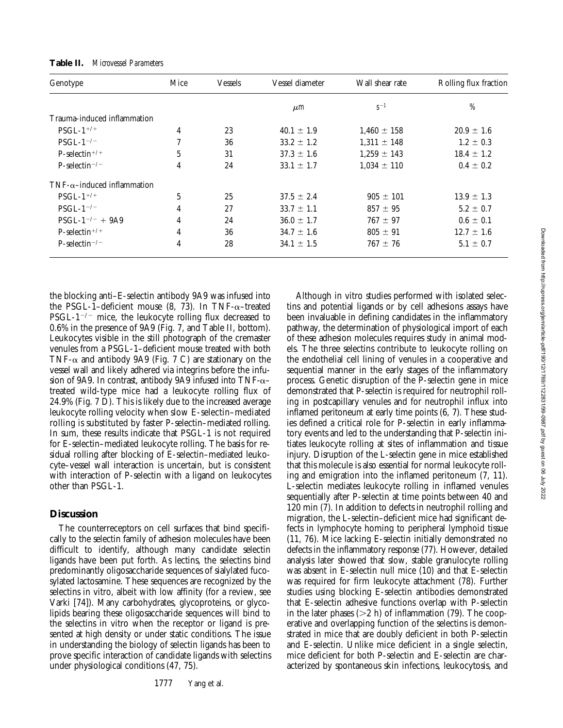**Table II.** *Microvessel Parameters*

| Genotype | Mice | Vessels | Vessel diameter | Wall shear rate | Rolling flux fraction |
|---|---|---|---|---|---|
| | | | $\mu m$ | $s^{-1}$ | % |
| Trauma-induced inflammation | | | | | |
| PSGL-$1^{+/+}$ | 4 | 23 | 40.1 ± 1.9 | 1,460 ± 158 | 20.9 ± 1.6 |
| PSGL-$1^{-/-}$ | 7 | 36 | 33.2 ± 1.2 | 1,311 ± 148 | 1.2 ± 0.3 |
| P-selectin$^{+/+}$ | 5 | 31 | 37.3 ± 1.6 | 1,259 ± 143 | 18.4 ± 1.2 |
| P-selectin$^{-/-}$ | 4 | 24 | 33.1 ± 1.7 | 1,034 ± 110 | 0.4 ± 0.2 |
| TNF-α–induced inflammation | | | | | |
| PSGL-$1^{+/+}$ | 5 | 25 | 37.5 ± 2.4 | 905 ± 101 | 13.9 ± 1.3 |
| PSGL-$1^{-/-}$ | 4 | 27 | 33.7 ± 1.1 | 857 ± 95 | 5.2 ± 0.7 |
| PSGL-$1^{-/-}$ + 9A9 | 4 | 24 | 36.0 ± 1.7 | 767 ± 97 | 0.6 ± 0.1 |
| P-selectin$^{+/+}$ | 4 | 36 | 34.7 ± 1.6 | 805 ± 91 | 12.7 ± 1.6 |
| P-selectin$^{-/-}$ | 4 | 28 | 34.1 ± 1.5 | 767 ± 76 | 5.1 ± 0.7 |

the blocking anti–E-selectin antibody 9A9 was infused into the PSGL-1–deficient mouse (8, 73). In TNF-α–treated PSGL-$1^{-/-}$ mice, the leukocyte rolling flux decreased to 0.6% in the presence of 9A9 (Fig. 7, and Table II, bottom). Leukocytes visible in the still photograph of the cremaster venules from a PSGL-1–deficient mouse treated with both TNF-α and antibody 9A9 (Fig. 7 C) are stationary on the vessel wall and likely adhered via integrins before the infusion of 9A9. In contrast, antibody 9A9 infused into TNF-α–treated wild-type mice had a leukocyte rolling flux of 24.9% (Fig. 7 D). This is likely due to the increased average leukocyte rolling velocity when slow E-selectin–mediated rolling is substituted by faster P-selectin–mediated rolling. In sum, these results indicate that PSGL-1 is not required for E-selectin–mediated leukocyte rolling. The basis for residual rolling after blocking of E-selectin–mediated leukocyte–vessel wall interaction is uncertain, but is consistent with interaction of P-selectin with a ligand on leukocytes other than PSGL-1.

## Discussion

The counterreceptors on cell surfaces that bind specifically to the selectin family of adhesion molecules have been difficult to identify, although many candidate selectin ligands have been put forth. As lectins, the selectins bind predominantly oligosaccharide sequences of sialylated fucosylated lactosamine. These sequences are recognized by the selectins in vitro, albeit with low affinity (for a review, see Varki [74]). Many carbohydrates, glycoproteins, or glycolipids bearing these oligosaccharide sequences will bind to the selectins in vitro when the receptor or ligand is presented at high density or under static conditions. The issue in understanding the biology of selectin ligands has been to prove specific interaction of candidate ligands with selectins under physiological conditions (47, 75).

Although in vitro studies performed with isolated selectins and potential ligands or by cell adhesions assays have been invaluable in defining candidates in the inflammatory pathway, the determination of physiological import of each of these adhesion molecules requires study in animal models. The three selectins contribute to leukocyte rolling on the endothelial cell lining of venules in a cooperative and sequential manner in the early stages of the inflammatory process. Genetic disruption of the P-selectin gene in mice demonstrated that P-selectin is required for neutrophil rolling in postcapillary venules and for neutrophil influx into inflamed peritoneum at early time points (6, 7). These studies defined a critical role for P-selectin in early inflammatory events and led to the understanding that P-selectin initiates leukocyte rolling at sites of inflammation and tissue injury. Disruption of the L-selectin gene in mice established that this molecule is also essential for normal leukocyte rolling and emigration into the inflamed peritoneum (7, 11). L-selectin mediates leukocyte rolling in inflamed venules sequentially after P-selectin at time points between 40 and 120 min (7). In addition to defects in neutrophil rolling and migration, the L-selectin–deficient mice had significant defects in lymphocyte homing to peripheral lymphoid tissue (11, 76). Mice lacking E-selectin initially demonstrated no defects in the inflammatory response (77). However, detailed analysis later showed that slow, stable granulocyte rolling was absent in E-selectin null mice (10) and that E-selectin was required for firm leukocyte attachment (78). Further studies using blocking E-selectin antibodies demonstrated that E-selectin adhesive functions overlap with P-selectin in the later phases (>2 h) of inflammation (79). The cooperative and overlapping function of the selectins is demonstrated in mice that are doubly deficient in both P-selectin and E-selectin. Unlike mice deficient in a single selectin, mice deficient for both P-selectin and E-selectin are characterized by spontaneous skin infections, leukocytosis, and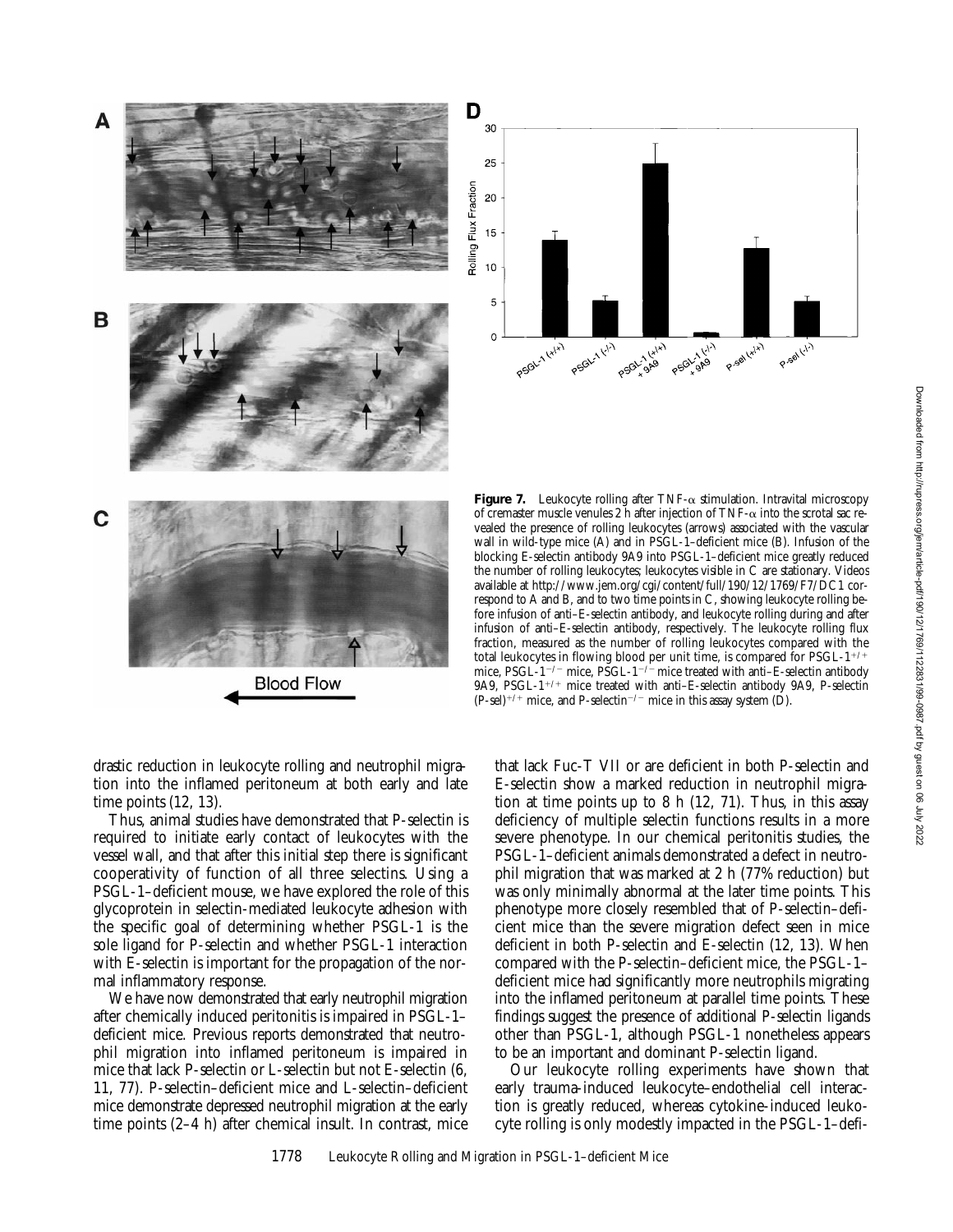**Figure 7.** Leukocyte rolling after TNF-α stimulation. Intravital microscopy of cremaster muscle venules 2 h after injection of TNF-α into the scrotal sac revealed the presence of rolling leukocytes (arrows) associated with the vascular wall in wild-type mice (A) and in PSGL-1–deficient mice (B). Infusion of the blocking E-selectin antibody 9A9 into PSGL-1–deficient mice greatly reduced the number of rolling leukocytes; leukocytes visible in C are stationary. Videos available at http://www.jem.org/cgi/content/full/190/12/1769/F7/DC1 correspond to A and B, and to two time points in C, showing leukocyte rolling before infusion of anti–E-selectin antibody, and leukocyte rolling during and after infusion of anti–E-selectin antibody, respectively. The leukocyte rolling flux fraction, measured as the number of rolling leukocytes compared with the total leukocytes in flowing blood per unit time, is compared for PSGL-$1^{+/+}$ mice, PSGL-$1^{-/-}$ mice, PSGL-$1^{-/-}$ mice treated with anti–E-selectin antibody 9A9, PSGL-$1^{+/+}$ mice treated with anti–E-selectin antibody 9A9, P-selectin (P-sel)$^{+/+}$ mice, and P-selectin$^{-/-}$ mice in this assay system (D).

drastic reduction in leukocyte rolling and neutrophil migration into the inflamed peritoneum at both early and late time points (12, 13).

Thus, animal studies have demonstrated that P-selectin is required to initiate early contact of leukocytes with the vessel wall, and that after this initial step there is significant cooperativity of function of all three selectins. Using a PSGL-1–deficient mouse, we have explored the role of this glycoprotein in selectin-mediated leukocyte adhesion with the specific goal of determining whether PSGL-1 is the sole ligand for P-selectin and whether PSGL-1 interaction with E-selectin is important for the propagation of the normal inflammatory response.

We have now demonstrated that early neutrophil migration after chemically induced peritonitis is impaired in PSGL-1–deficient mice. Previous reports demonstrated that neutrophil migration into inflamed peritoneum is impaired in mice that lack P-selectin or L-selectin but not E-selectin (6, 11, 77). P-selectin–deficient mice and L-selectin–deficient mice demonstrate depressed neutrophil migration at the early time points (2–4 h) after chemical insult. In contrast, mice that lack Fuc-T VII or are deficient in both P-selectin and E-selectin show a marked reduction in neutrophil migration at time points up to 8 h (12, 71). Thus, in this assay deficiency of multiple selectin functions results in a more severe phenotype. In our chemical peritonitis studies, the PSGL-1–deficient animals demonstrated a defect in neutrophil migration that was marked at 2 h (77% reduction) but was only minimally abnormal at the later time points. This phenotype more closely resembled that of P-selectin–deficient mice than the severe migration defect seen in mice deficient in both P-selectin and E-selectin (12, 13). When compared with the P-selectin–deficient mice, the PSGL-1–deficient mice had significantly more neutrophils migrating into the inflamed peritoneum at parallel time points. These findings suggest the presence of additional P-selectin ligands other than PSGL-1, although PSGL-1 nonetheless appears to be an important and dominant P-selectin ligand.

Our leukocyte rolling experiments have shown that early trauma-induced leukocyte–endothelial cell interaction is greatly reduced, whereas cytokine-induced leukocyte rolling is only modestly impacted in the PSGL-1–defi-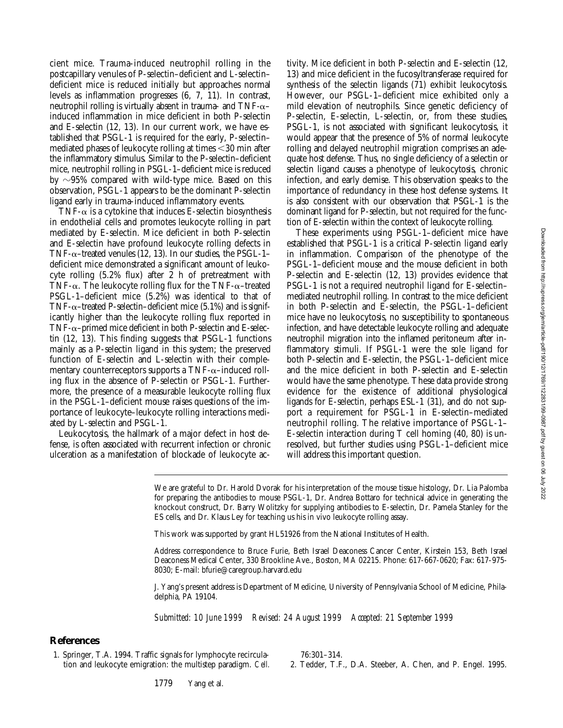cient mice. Trauma-induced neutrophil rolling in the postcapillary venules of P-selectin–deficient and L-selectin–deficient mice is reduced initially but approaches normal levels as inflammation progresses (6, 7, 11). In contrast, neutrophil rolling is virtually absent in trauma- and TNF-$\alpha$–induced inflammation in mice deficient in both P-selectin and E-selectin (12, 13). In our current work, we have established that PSGL-1 is required for the early, P-selectin–mediated phases of leukocyte rolling at times $<$30 min after the inflammatory stimulus. Similar to the P-selectin–deficient mice, neutrophil rolling in PSGL-1–deficient mice is reduced by $\sim$95% compared with wild-type mice. Based on this observation, PSGL-1 appears to be the dominant P-selectin ligand early in trauma-induced inflammatory events.

TNF-$\alpha$ is a cytokine that induces E-selectin biosynthesis in endothelial cells and promotes leukocyte rolling in part mediated by E-selectin. Mice deficient in both P-selectin and E-selectin have profound leukocyte rolling defects in TNF-$\alpha$–treated venules (12, 13). In our studies, the PSGL-1–deficient mice demonstrated a significant amount of leukocyte rolling (5.2% flux) after 2 h of pretreatment with TNF-$\alpha$. The leukocyte rolling flux for the TNF-$\alpha$–treated PSGL-1–deficient mice (5.2%) was identical to that of TNF-$\alpha$–treated P-selectin–deficient mice (5.1%) and is significantly higher than the leukocyte rolling flux reported in TNF-$\alpha$–primed mice deficient in both P-selectin and E-selectin (12, 13). This finding suggests that PSGL-1 functions mainly as a P-selectin ligand in this system; the preserved function of E-selectin and L-selectin with their complementary counterreceptors supports a TNF-$\alpha$–induced rolling flux in the absence of P-selectin or PSGL-1. Furthermore, the presence of a measurable leukocyte rolling flux in the PSGL-1–deficient mouse raises questions of the importance of leukocyte–leukocyte rolling interactions mediated by L-selectin and PSGL-1.

Leukocytosis, the hallmark of a major defect in host defense, is often associated with recurrent infection or chronic ulceration as a manifestation of blockade of leukocyte activity. Mice deficient in both P-selectin and E-selectin (12, 13) and mice deficient in the fucosyltransferase required for synthesis of the selectin ligands (71) exhibit leukocytosis. However, our PSGL-1–deficient mice exhibited only a mild elevation of neutrophils. Since genetic deficiency of P-selectin, E-selectin, L-selectin, or, from these studies, PSGL-1, is not associated with significant leukocytosis, it would appear that the presence of 5% of normal leukocyte rolling and delayed neutrophil migration comprises an adequate host defense. Thus, no single deficiency of a selectin or selectin ligand causes a phenotype of leukocytosis, chronic infection, and early demise. This observation speaks to the importance of redundancy in these host defense systems. It is also consistent with our observation that PSGL-1 is the dominant ligand for P-selectin, but not required for the function of E-selectin within the context of leukocyte rolling.

These experiments using PSGL-1–deficient mice have established that PSGL-1 is a critical P-selectin ligand early in inflammation. Comparison of the phenotype of the PSGL-1–deficient mouse and the mouse deficient in both P-selectin and E-selectin (12, 13) provides evidence that PSGL-1 is not a required neutrophil ligand for E-selectin–mediated neutrophil rolling. In contrast to the mice deficient in both P-selectin and E-selectin, the PSGL-1–deficient mice have no leukocytosis, no susceptibility to spontaneous infection, and have detectable leukocyte rolling and adequate neutrophil migration into the inflamed peritoneum after inflammatory stimuli. If PSGL-1 were the sole ligand for both P-selectin and E-selectin, the PSGL-1–deficient mice and the mice deficient in both P-selectin and E-selectin would have the same phenotype. These data provide strong evidence for the existence of additional physiological ligands for E-selectin, perhaps ESL-1 (31), and do not support a requirement for PSGL-1 in E-selectin–mediated neutrophil rolling. The relative importance of PSGL-1–E-selectin interaction during T cell homing (40, 80) is unresolved, but further studies using PSGL-1–deficient mice will address this important question.

We are grateful to Dr. Harold Dvorak for his interpretation of the mouse tissue histology, Dr. Lia Palomba for preparing the antibodies to mouse PSGL-1, Dr. Andrea Bottaro for technical advice in generating the knockout construct, Dr. Barry Wolitzky for supplying antibodies to E-selectin, Dr. Pamela Stanley for the ES cells, and Dr. Klaus Ley for teaching us his in vivo leukocyte rolling assay.

This work was supported by grant HL51926 from the National Institutes of Health.

Address correspondence to Bruce Furie, Beth Israel Deaconess Cancer Center, Kirstein 153, Beth Israel Deaconess Medical Center, 330 Brookline Ave., Boston, MA 02215. Phone: 617-667-0620; Fax: 617-975-8030; E-mail: bfurie@caregroup.harvard.edu

J. Yang's present address is Department of Medicine, University of Pennsylvania School of Medicine, Philadelphia, PA 19104.

*Submitted: 10 June 1999    Revised: 24 August 1999    Accepted: 21 September 1999*

## References

1. Springer, T.A. 1994. Traffic signals for lymphocyte recirculation and leukocyte emigration: the multistep paradigm. *Cell.* 76:301–314.
2. Tedder, T.F., D.A. Steeber, A. Chen, and P. Engel. 1995.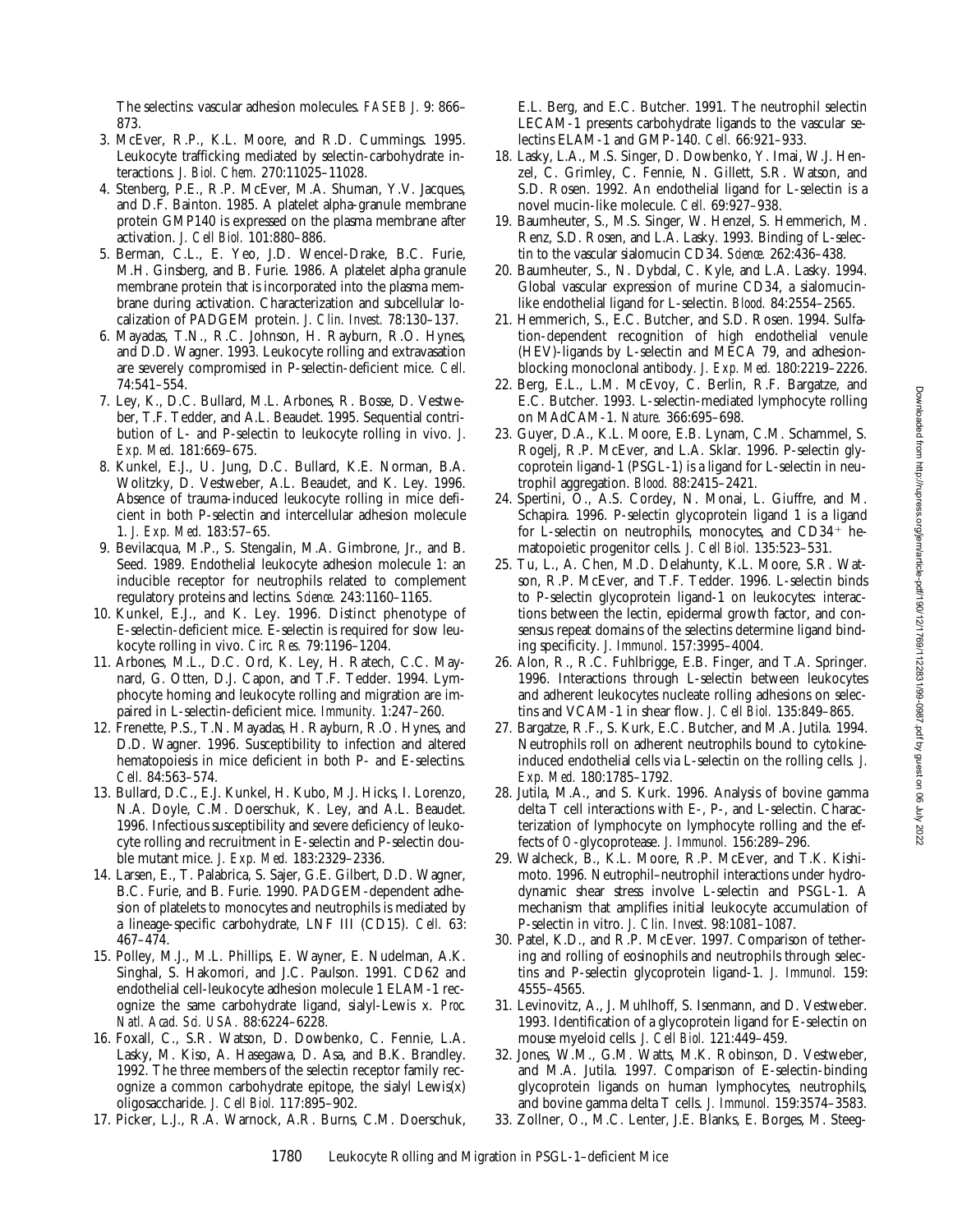The selectins: vascular adhesion molecules. *FASEB J.* 9: 866–873.

3. McEver, R.P., K.L. Moore, and R.D. Cummings. 1995. Leukocyte trafficking mediated by selectin-carbohydrate interactions. *J. Biol. Chem.* 270:11025–11028.
4. Stenberg, P.E., R.P. McEver, M.A. Shuman, Y.V. Jacques, and D.F. Bainton. 1985. A platelet alpha-granule membrane protein GMP140 is expressed on the plasma membrane after activation. *J. Cell Biol.* 101:880–886.
5. Berman, C.L., E. Yeo, J.D. Wencel-Drake, B.C. Furie, M.H. Ginsberg, and B. Furie. 1986. A platelet alpha granule membrane protein that is incorporated into the plasma membrane during activation. Characterization and subcellular localization of PADGEM protein. *J. Clin. Invest.* 78:130–137.
6. Mayadas, T.N., R.C. Johnson, H. Rayburn, R.O. Hynes, and D.D. Wagner. 1993. Leukocyte rolling and extravasation are severely compromised in P-selectin-deficient mice. *Cell.* 74:541–554.
7. Ley, K., D.C. Bullard, M.L. Arbones, R. Bosse, D. Vestweber, T.F. Tedder, and A.L. Beaudet. 1995. Sequential contribution of L- and P-selectin to leukocyte rolling in vivo. *J. Exp. Med.* 181:669–675.
8. Kunkel, E.J., U. Jung, D.C. Bullard, K.E. Norman, B.A. Wolitzky, D. Vestweber, A.L. Beaudet, and K. Ley. 1996. Absence of trauma-induced leukocyte rolling in mice deficient in both P-selectin and intercellular adhesion molecule 1. *J. Exp. Med.* 183:57–65.
9. Bevilacqua, M.P., S. Stengalin, M.A. Gimbrone, Jr., and B. Seed. 1989. Endothelial leukocyte adhesion molecule 1: an inducible receptor for neutrophils related to complement regulatory proteins and lectins. *Science.* 243:1160–1165.
10. Kunkel, E.J., and K. Ley. 1996. Distinct phenotype of E-selectin-deficient mice. E-selectin is required for slow leukocyte rolling in vivo. *Circ. Res.* 79:1196–1204.
11. Arbones, M.L., D.C. Ord, K. Ley, H. Ratech, C.C. Maynard, G. Otten, D.J. Capon, and T.F. Tedder. 1994. Lymphocyte homing and leukocyte rolling and migration are impaired in L-selectin-deficient mice. *Immunity.* 1:247–260.
12. Frenette, P.S., T.N. Mayadas, H. Rayburn, R.O. Hynes, and D.D. Wagner. 1996. Susceptibility to infection and altered hematopoiesis in mice deficient in both P- and E-selectins. *Cell.* 84:563–574.
13. Bullard, D.C., E.J. Kunkel, H. Kubo, M.J. Hicks, I. Lorenzo, N.A. Doyle, C.M. Doerschuk, K. Ley, and A.L. Beaudet. 1996. Infectious susceptibility and severe deficiency of leukocyte rolling and recruitment in E-selectin and P-selectin double mutant mice. *J. Exp. Med.* 183:2329–2336.
14. Larsen, E., T. Palabrica, S. Sajer, G.E. Gilbert, D.D. Wagner, B.C. Furie, and B. Furie. 1990. PADGEM-dependent adhesion of platelets to monocytes and neutrophils is mediated by a lineage-specific carbohydrate, LNF III (CD15). *Cell.* 63: 467–474.
15. Polley, M.J., M.L. Phillips, E. Wayner, E. Nudelman, A.K. Singhal, S. Hakomori, and J.C. Paulson. 1991. CD62 and endothelial cell-leukocyte adhesion molecule 1 ELAM-1 recognize the same carbohydrate ligand, sialyl-Lewis x. *Proc. Natl. Acad. Sci. USA.* 88:6224–6228.
16. Foxall, C., S.R. Watson, D. Dowbenko, C. Fennie, L.A. Lasky, M. Kiso, A. Hasegawa, D. Asa, and B.K. Brandley. 1992. The three members of the selectin receptor family recognize a common carbohydrate epitope, the sialyl Lewis(x) oligosaccharide. *J. Cell Biol.* 117:895–902.
17. Picker, L.J., R.A. Warnock, A.R. Burns, C.M. Doerschuk, E.L. Berg, and E.C. Butcher. 1991. The neutrophil selectin LECAM-1 presents carbohydrate ligands to the vascular selectins ELAM-1 and GMP-140. *Cell.* 66:921–933.
18. Lasky, L.A., M.S. Singer, D. Dowbenko, Y. Imai, W.J. Henzel, C. Grimley, C. Fennie, N. Gillett, S.R. Watson, and S.D. Rosen. 1992. An endothelial ligand for L-selectin is a novel mucin-like molecule. *Cell.* 69:927–938.
19. Baumheuter, S., M.S. Singer, W. Henzel, S. Hemmerich, M. Renz, S.D. Rosen, and L.A. Lasky. 1993. Binding of L-selectin to the vascular sialomucin CD34. *Science.* 262:436–438.
20. Baumheuter, S., N. Dybdal, C. Kyle, and L.A. Lasky. 1994. Global vascular expression of murine CD34, a sialomucin-like endothelial ligand for L-selectin. *Blood.* 84:2554–2565.
21. Hemmerich, S., E.C. Butcher, and S.D. Rosen. 1994. Sulfation-dependent recognition of high endothelial venule (HEV)-ligands by L-selectin and MECA 79, and adhesion-blocking monoclonal antibody. *J. Exp. Med.* 180:2219–2226.
22. Berg, E.L., L.M. McEvoy, C. Berlin, R.F. Bargatze, and E.C. Butcher. 1993. L-selectin-mediated lymphocyte rolling on MAdCAM-1. *Nature.* 366:695–698.
23. Guyer, D.A., K.L. Moore, E.B. Lynam, C.M. Schammel, S. Rogelj, R.P. McEver, and L.A. Sklar. 1996. P-selectin glycoprotein ligand-1 (PSGL-1) is a ligand for L-selectin in neutrophil aggregation. *Blood.* 88:2415–2421.
24. Spertini, O., A.S. Cordey, N. Monai, L. Giuffre, and M. Schapira. 1996. P-selectin glycoprotein ligand 1 is a ligand for L-selectin on neutrophils, monocytes, and $CD34^+$ hematopoietic progenitor cells. *J. Cell Biol.* 135:523–531.
25. Tu, L., A. Chen, M.D. Delahunty, K.L. Moore, S.R. Watson, R.P. McEver, and T.F. Tedder. 1996. L-selectin binds to P-selectin glycoprotein ligand-1 on leukocytes: interactions between the lectin, epidermal growth factor, and consensus repeat domains of the selectins determine ligand binding specificity. *J. Immunol.* 157:3995–4004.
26. Alon, R., R.C. Fuhlbrigge, E.B. Finger, and T.A. Springer. 1996. Interactions through L-selectin between leukocytes and adherent leukocytes nucleate rolling adhesions on selectins and VCAM-1 in shear flow. *J. Cell Biol.* 135:849–865.
27. Bargatze, R.F., S. Kurk, E.C. Butcher, and M.A. Jutila. 1994. Neutrophils roll on adherent neutrophils bound to cytokine-induced endothelial cells via L-selectin on the rolling cells. *J. Exp. Med.* 180:1785–1792.
28. Jutila, M.A., and S. Kurk. 1996. Analysis of bovine gamma delta T cell interactions with E-, P-, and L-selectin. Characterization of lymphocyte on lymphocyte rolling and the effects of O-glycoprotease. *J. Immunol.* 156:289–296.
29. Walcheck, B., K.L. Moore, R.P. McEver, and T.K. Kishimoto. 1996. Neutrophil–neutrophil interactions under hydrodynamic shear stress involve L-selectin and PSGL-1. A mechanism that amplifies initial leukocyte accumulation of P-selectin in vitro. *J. Clin. Invest.* 98:1081–1087.
30. Patel, K.D., and R.P. McEver. 1997. Comparison of tethering and rolling of eosinophils and neutrophils through selectins and P-selectin glycoprotein ligand-1. *J. Immunol.* 159: 4555–4565.
31. Levinovitz, A., J. Muhlhoff, S. Isenmann, and D. Vestweber. 1993. Identification of a glycoprotein ligand for E-selectin on mouse myeloid cells. *J. Cell Biol.* 121:449–459.
32. Jones, W.M., G.M. Watts, M.K. Robinson, D. Vestweber, and M.A. Jutila. 1997. Comparison of E-selectin-binding glycoprotein ligands on human lymphocytes, neutrophils, and bovine gamma delta T cells. *J. Immunol.* 159:3574–3583.
33. Zollner, O., M.C. Lenter, J.E. Blanks, E. Borges, M. Steeg-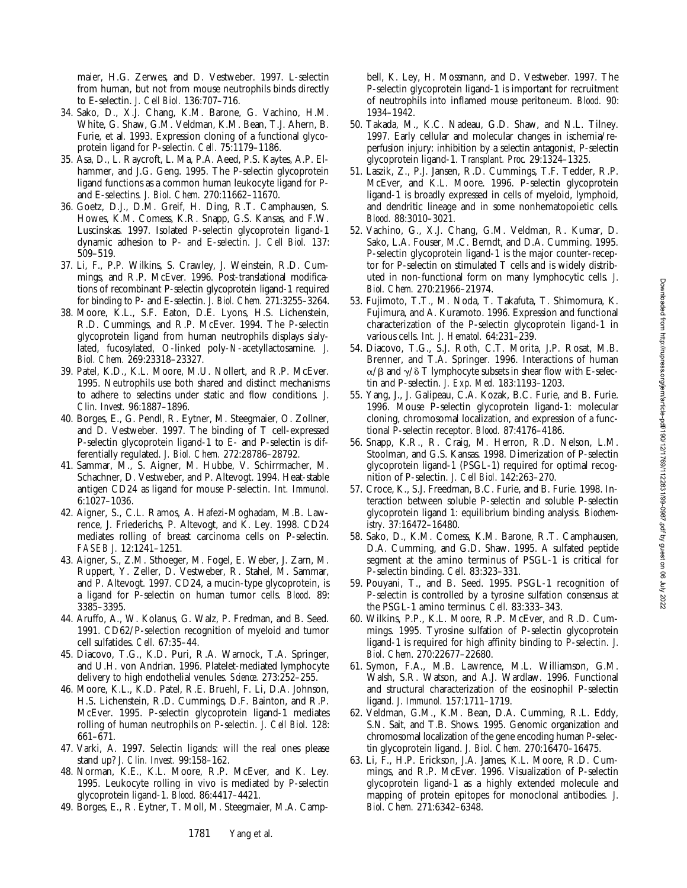maier, H.G. Zerwes, and D. Vestweber. 1997. L-selectin from human, but not from mouse neutrophils binds directly to E-selectin. *J. Cell Biol.* 136:707–716.

34. Sako, D., X.J. Chang, K.M. Barone, G. Vachino, H.M. White, G. Shaw, G.M. Veldman, K.M. Bean, T.J. Ahern, B. Furie, et al. 1993. Expression cloning of a functional glycoprotein ligand for P-selectin. *Cell.* 75:1179–1186.
35. Asa, D., L. Raycroft, L. Ma, P.A. Aeed, P.S. Kaytes, A.P. Elhammer, and J.G. Geng. 1995. The P-selectin glycoprotein ligand functions as a common human leukocyte ligand for P- and E-selectins. *J. Biol. Chem.* 270:11662–11670.
36. Goetz, D.J., D.M. Greif, H. Ding, R.T. Camphausen, S. Howes, K.M. Comess, K.R. Snapp, G.S. Kansas, and F.W. Luscinskas. 1997. Isolated P-selectin glycoprotein ligand-1 dynamic adhesion to P- and E-selectin. *J. Cell Biol.* 137:509–519.
37. Li, F., P.P. Wilkins, S. Crawley, J. Weinstein, R.D. Cummings, and R.P. McEver. 1996. Post-translational modifications of recombinant P-selectin glycoprotein ligand-1 required for binding to P- and E-selectin. *J. Biol. Chem.* 271:3255–3264.
38. Moore, K.L., S.F. Eaton, D.E. Lyons, H.S. Lichenstein, R.D. Cummings, and R.P. McEver. 1994. The P-selectin glycoprotein ligand from human neutrophils displays sialylated, fucosylated, O-linked poly-*N*-acetyllactosamine. *J. Biol. Chem.* 269:23318–23327.
39. Patel, K.D., K.L. Moore, M.U. Nollert, and R.P. McEver. 1995. Neutrophils use both shared and distinct mechanisms to adhere to selectins under static and flow conditions. *J. Clin. Invest.* 96:1887–1896.
40. Borges, E., G. Pendl, R. Eytner, M. Steegmaier, O. Zollner, and D. Vestweber. 1997. The binding of T cell-expressed P-selectin glycoprotein ligand-1 to E- and P-selectin is differentially regulated. *J. Biol. Chem.* 272:28786–28792.
41. Sammar, M., S. Aigner, M. Hubbe, V. Schirrmacher, M. Schachner, D. Vestweber, and P. Altevogt. 1994. Heat-stable antigen CD24 as ligand for mouse P-selectin. *Int. Immunol.* 6:1027–1036.
42. Aigner, S., C.L. Ramos, A. Hafezi-Moghadam, M.B. Lawrence, J. Friederichs, P. Altevogt, and K. Ley. 1998. CD24 mediates rolling of breast carcinoma cells on P-selectin. *FASEB J.* 12:1241–1251.
43. Aigner, S., Z.M. Sthoeger, M. Fogel, E. Weber, J. Zarn, M. Ruppert, Y. Zeller, D. Vestweber, R. Stahel, M. Sammar, and P. Altevogt. 1997. CD24, a mucin-type glycoprotein, is a ligand for P-selectin on human tumor cells. *Blood.* 89:3385–3395.
44. Aruffo, A., W. Kolanus, G. Walz, P. Fredman, and B. Seed. 1991. CD62/P-selection recognition of myeloid and tumor cell sulfatides. *Cell.* 67:35–44.
45. Diacovo, T.G., K.D. Puri, R.A. Warnock, T.A. Springer, and U.H. von Andrian. 1996. Platelet-mediated lymphocyte delivery to high endothelial venules. *Science.* 273:252–255.
46. Moore, K.L., K.D. Patel, R.E. Bruehl, F. Li, D.A. Johnson, H.S. Lichenstein, R.D. Cummings, D.F. Bainton, and R.P. McEver. 1995. P-selectin glycoprotein ligand-1 mediates rolling of human neutrophils on P-selectin. *J. Cell Biol.* 128:661–671.
47. Varki, A. 1997. Selectin ligands: will the real ones please stand up? *J. Clin. Invest.* 99:158–162.
48. Norman, K.E., K.L. Moore, R.P. McEver, and K. Ley. 1995. Leukocyte rolling in vivo is mediated by P-selectin glycoprotein ligand-1. *Blood.* 86:4417–4421.
49. Borges, E., R. Eytner, T. Moll, M. Steegmaier, M.A. Campbell, K. Ley, H. Mossmann, and D. Vestweber. 1997. The P-selectin glycoprotein ligand-1 is important for recruitment of neutrophils into inflamed mouse peritoneum. *Blood.* 90:1934–1942.
50. Takada, M., K.C. Nadeau, G.D. Shaw, and N.L. Tilney. 1997. Early cellular and molecular changes in ischemia/reperfusion injury: inhibition by a selectin antagonist, P-selectin glycoprotein ligand-1. *Transplant. Proc.* 29:1324–1325.
51. Laszik, Z., P.J. Jansen, R.D. Cummings, T.F. Tedder, R.P. McEver, and K.L. Moore. 1996. P-selectin glycoprotein ligand-1 is broadly expressed in cells of myeloid, lymphoid, and dendritic lineage and in some nonhematopoietic cells. *Blood.* 88:3010–3021.
52. Vachino, G., X.J. Chang, G.M. Veldman, R. Kumar, D. Sako, L.A. Fouser, M.C. Berndt, and D.A. Cumming. 1995. P-selectin glycoprotein ligand-1 is the major counter-receptor for P-selectin on stimulated T cells and is widely distributed in non-functional form on many lymphocytic cells. *J. Biol. Chem.* 270:21966–21974.
53. Fujimoto, T.T., M. Noda, T. Takafuta, T. Shimomura, K. Fujimura, and A. Kuramoto. 1996. Expression and functional characterization of the P-selectin glycoprotein ligand-1 in various cells. *Int. J. Hematol.* 64:231–239.
54. Diacovo, T.G., S.J. Roth, C.T. Morita, J.P. Rosat, M.B. Brenner, and T.A. Springer. 1996. Interactions of human $\alpha/\beta$ and $\gamma/\delta$ T lymphocyte subsets in shear flow with E-selectin and P-selectin. *J. Exp. Med.* 183:1193–1203.
55. Yang, J., J. Galipeau, C.A. Kozak, B.C. Furie, and B. Furie. 1996. Mouse P-selectin glycoprotein ligand-1: molecular cloning, chromosomal localization, and expression of a functional P-selectin receptor. *Blood.* 87:4176–4186.
56. Snapp, K.R., R. Craig, M. Herron, R.D. Nelson, L.M. Stoolman, and G.S. Kansas. 1998. Dimerization of P-selectin glycoprotein ligand-1 (PSGL-1) required for optimal recognition of P-selectin. *J. Cell Biol.* 142:263–270.
57. Croce, K., S.J. Freedman, B.C. Furie, and B. Furie. 1998. Interaction between soluble P-selectin and soluble P-selectin glycoprotein ligand 1: equilibrium binding analysis. *Biochemistry.* 37:16472–16480.
58. Sako, D., K.M. Comess, K.M. Barone, R.T. Camphausen, D.A. Cumming, and G.D. Shaw. 1995. A sulfated peptide segment at the amino terminus of PSGL-1 is critical for P-selectin binding. *Cell.* 83:323–331.
59. Pouyani, T., and B. Seed. 1995. PSGL-1 recognition of P-selectin is controlled by a tyrosine sulfation consensus at the PSGL-1 amino terminus. *Cell.* 83:333–343.
60. Wilkins, P.P., K.L. Moore, R.P. McEver, and R.D. Cummings. 1995. Tyrosine sulfation of P-selectin glycoprotein ligand-1 is required for high affinity binding to P-selectin. *J. Biol. Chem.* 270:22677–22680.
61. Symon, F.A., M.B. Lawrence, M.L. Williamson, G.M. Walsh, S.R. Watson, and A.J. Wardlaw. 1996. Functional and structural characterization of the eosinophil P-selectin ligand. *J. Immunol.* 157:1711–1719.
62. Veldman, G.M., K.M. Bean, D.A. Cumming, R.L. Eddy, S.N. Sait, and T.B. Shows. 1995. Genomic organization and chromosomal localization of the gene encoding human P-selectin glycoprotein ligand. *J. Biol. Chem.* 270:16470–16475.
63. Li, F., H.P. Erickson, J.A. James, K.L. Moore, R.D. Cummings, and R.P. McEver. 1996. Visualization of P-selectin glycoprotein ligand-1 as a highly extended molecule and mapping of protein epitopes for monoclonal antibodies. *J. Biol. Chem.* 271:6342–6348.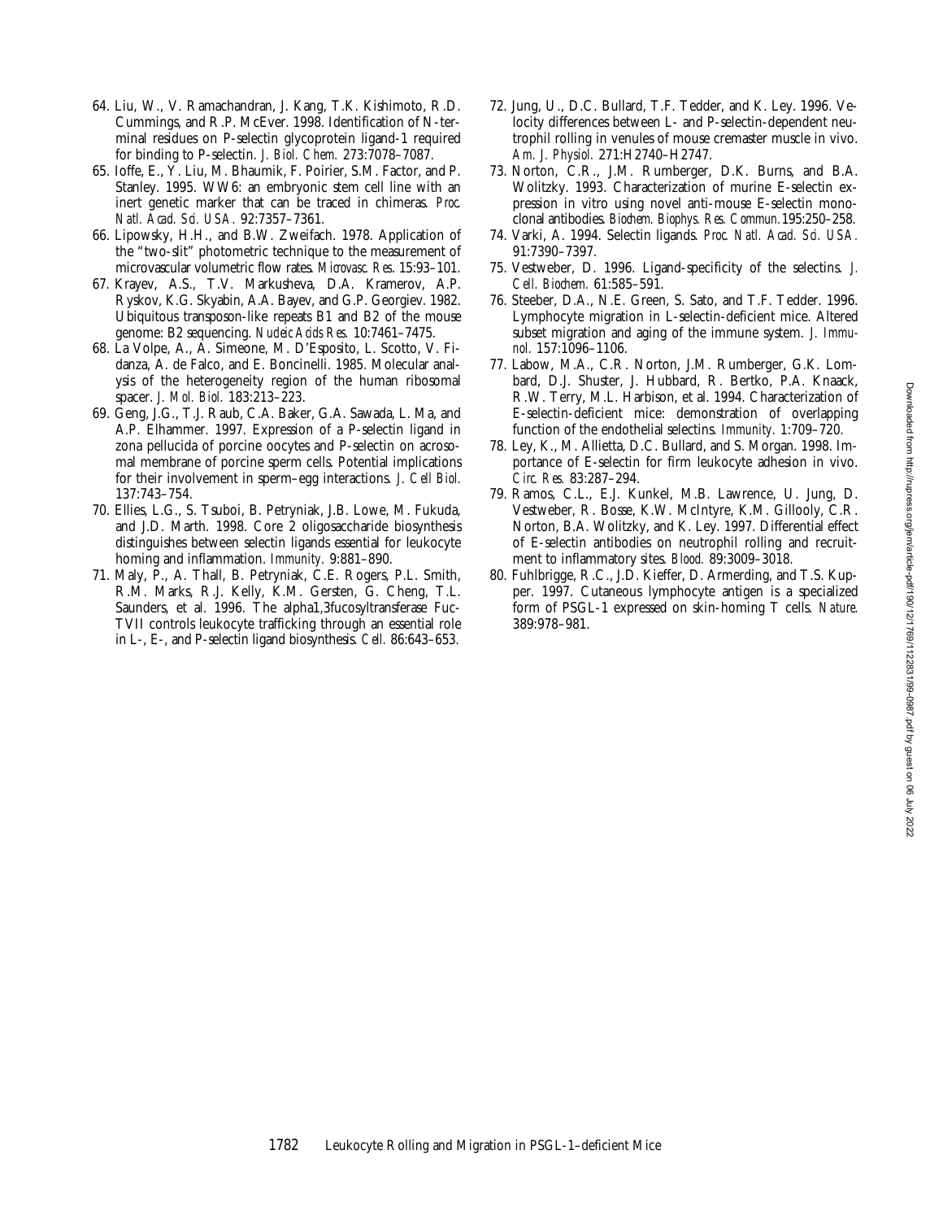64. Liu, W., V. Ramachandran, J. Kang, T.K. Kishimoto, R.D. Cummings, and R.P. McEver. 1998. Identification of N-terminal residues on P-selectin glycoprotein ligand-1 required for binding to P-selectin. *J. Biol. Chem.* 273:7078–7087.
65. Ioffe, E., Y. Liu, M. Bhaumik, F. Poirier, S.M. Factor, and P. Stanley. 1995. WW6: an embryonic stem cell line with an inert genetic marker that can be traced in chimeras. *Proc. Natl. Acad. Sci. USA.* 92:7357–7361.
66. Lipowsky, H.H., and B.W. Zweifach. 1978. Application of the "two-slit" photometric technique to the measurement of microvascular volumetric flow rates. *Microvasc. Res.* 15:93–101.
67. Krayev, A.S., T.V. Markusheva, D.A. Kramerov, A.P. Ryskov, K.G. Skyabin, A.A. Bayev, and G.P. Georgiev. 1982. Ubiquitous transposon-like repeats B1 and B2 of the mouse genome: B2 sequencing. *Nucleic Acids Res.* 10:7461–7475.
68. La Volpe, A., A. Simeone, M. D'Esposito, L. Scotto, V. Fidanza, A. de Falco, and E. Boncinelli. 1985. Molecular analysis of the heterogeneity region of the human ribosomal spacer. *J. Mol. Biol.* 183:213–223.
69. Geng, J.G., T.J. Raub, C.A. Baker, G.A. Sawada, L. Ma, and A.P. Elhammer. 1997. Expression of a P-selectin ligand in zona pellucida of porcine oocytes and P-selectin on acrosomal membrane of porcine sperm cells. Potential implications for their involvement in sperm–egg interactions. *J. Cell Biol.* 137:743–754.
70. Ellies, L.G., S. Tsuboi, B. Petryniak, J.B. Lowe, M. Fukuda, and J.D. Marth. 1998. Core 2 oligosaccharide biosynthesis distinguishes between selectin ligands essential for leukocyte homing and inflammation. *Immunity.* 9:881–890.
71. Maly, P., A. Thall, B. Petryniak, C.E. Rogers, P.L. Smith, R.M. Marks, R.J. Kelly, K.M. Gersten, G. Cheng, T.L. Saunders, et al. 1996. The alpha1,3fucosyltransferase Fuc-TVII controls leukocyte trafficking through an essential role in L-, E-, and P-selectin ligand biosynthesis. *Cell.* 86:643–653.
72. Jung, U., D.C. Bullard, T.F. Tedder, and K. Ley. 1996. Velocity differences between L- and P-selectin-dependent neutrophil rolling in venules of mouse cremaster muscle in vivo. *Am. J. Physiol.* 271:H2740–H2747.
73. Norton, C.R., J.M. Rumberger, D.K. Burns, and B.A. Wolitzky. 1993. Characterization of murine E-selectin expression in vitro using novel anti-mouse E-selectin monoclonal antibodies. *Biochem. Biophys. Res. Commun.* 195:250–258.
74. Varki, A. 1994. Selectin ligands. *Proc. Natl. Acad. Sci. USA.* 91:7390–7397.
75. Vestweber, D. 1996. Ligand-specificity of the selectins. *J. Cell. Biochem.* 61:585–591.
76. Steeber, D.A., N.E. Green, S. Sato, and T.F. Tedder. 1996. Lymphocyte migration in L-selectin-deficient mice. Altered subset migration and aging of the immune system. *J. Immunol.* 157:1096–1106.
77. Labow, M.A., C.R. Norton, J.M. Rumberger, G.K. Lombard, D.J. Shuster, J. Hubbard, R. Bertko, P.A. Knaack, R.W. Terry, M.L. Harbison, et al. 1994. Characterization of E-selectin-deficient mice: demonstration of overlapping function of the endothelial selectins. *Immunity.* 1:709–720.
78. Ley, K., M. Allietta, D.C. Bullard, and S. Morgan. 1998. Importance of E-selectin for firm leukocyte adhesion in vivo. *Circ. Res.* 83:287–294.
79. Ramos, C.L., E.J. Kunkel, M.B. Lawrence, U. Jung, D. Vestweber, R. Bosse, K.W. McIntyre, K.M. Gillooly, C.R. Norton, B.A. Wolitzky, and K. Ley. 1997. Differential effect of E-selectin antibodies on neutrophil rolling and recruitment to inflammatory sites. *Blood.* 89:3009–3018.
80. Fuhlbrigge, R.C., J.D. Kieffer, D. Armerding, and T.S. Kupper. 1997. Cutaneous lymphocyte antigen is a specialized form of PSGL-1 expressed on skin-homing T cells. *Nature.* 389:978–981.